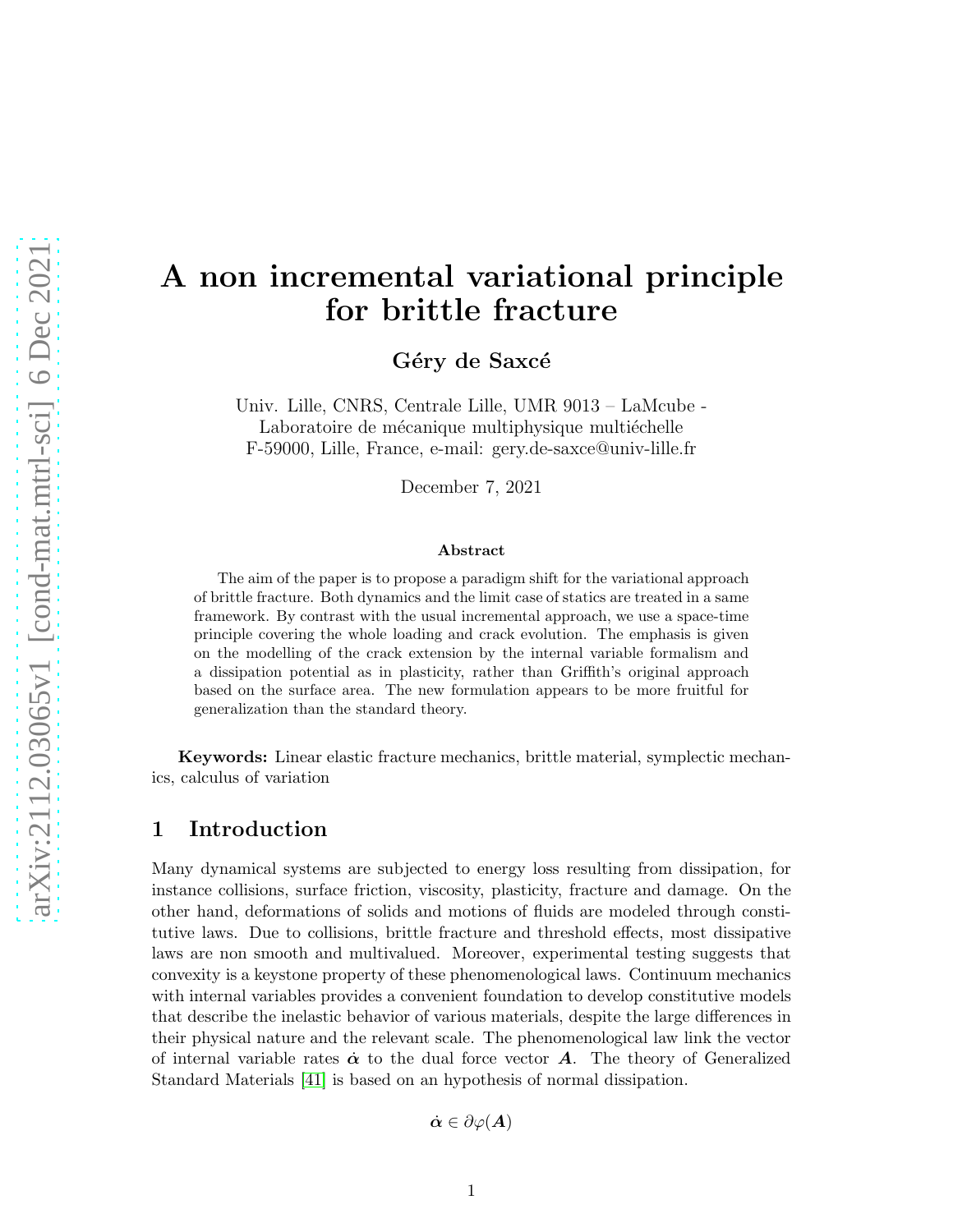# A non incremental variational principle for brittle fracture

**Géry de Saxcé**

Univ. Lille, CNRS, Centrale Lille, UMR 9013 – LaMcube - Laboratoire de mécanique multiphysique multiéchelle F-59000, Lille, France, e-mail: gery.de-saxce@univ-lille.fr

December 7, 2021

### Abstract

The aim of the paper is to propose a paradigm shift for the variational approach of brittle fracture. Both dynamics and the limit case of statics are treated in a same framework. By contrast with the usual incremental approach, we use a space-time principle covering the whole loading and crack evolution. The emphasis is given on the modelling of the crack extension by the internal variable formalism and a dissipation potential as in plasticity, rather than Griffith's original approach based on the surface area. The new formulation appears to be more fruitful for generalization than the standard theory.

**Keywords:** Linear elastic fracture mechanics, brittle material, symplectic mechanics, calculus of variation

## 1 Introduction

Many dynamical systems are subjected to energy loss resulting from dissipation, for instance collisions, surface friction, viscosity, plasticity, fracture and damage. On the other hand, deformations of solids and motions of fluids are modeled through constitutive laws. Due to collisions, brittle fracture and threshold effects, most dissipative laws are non smooth and multivalued. Moreover, experimental testing suggests that convexity is a keystone property of these phenomenological laws. Continuum mechanics with internal variables provides a convenient foundation to develop constitutive models that describe the inelastic behavior of various materials, despite the large differences in their physical nature and the relevant scale. The phenomenological law link the vector of internal variable rates $\dot{\boldsymbol{\alpha}}$ to the dual force vector $\boldsymbol{A}$. The theory of Generalized Standard Materials [41] is based on an hypothesis of normal dissipation.

$$\dot{\boldsymbol{\alpha}} \in \partial\varphi(\boldsymbol{A})$$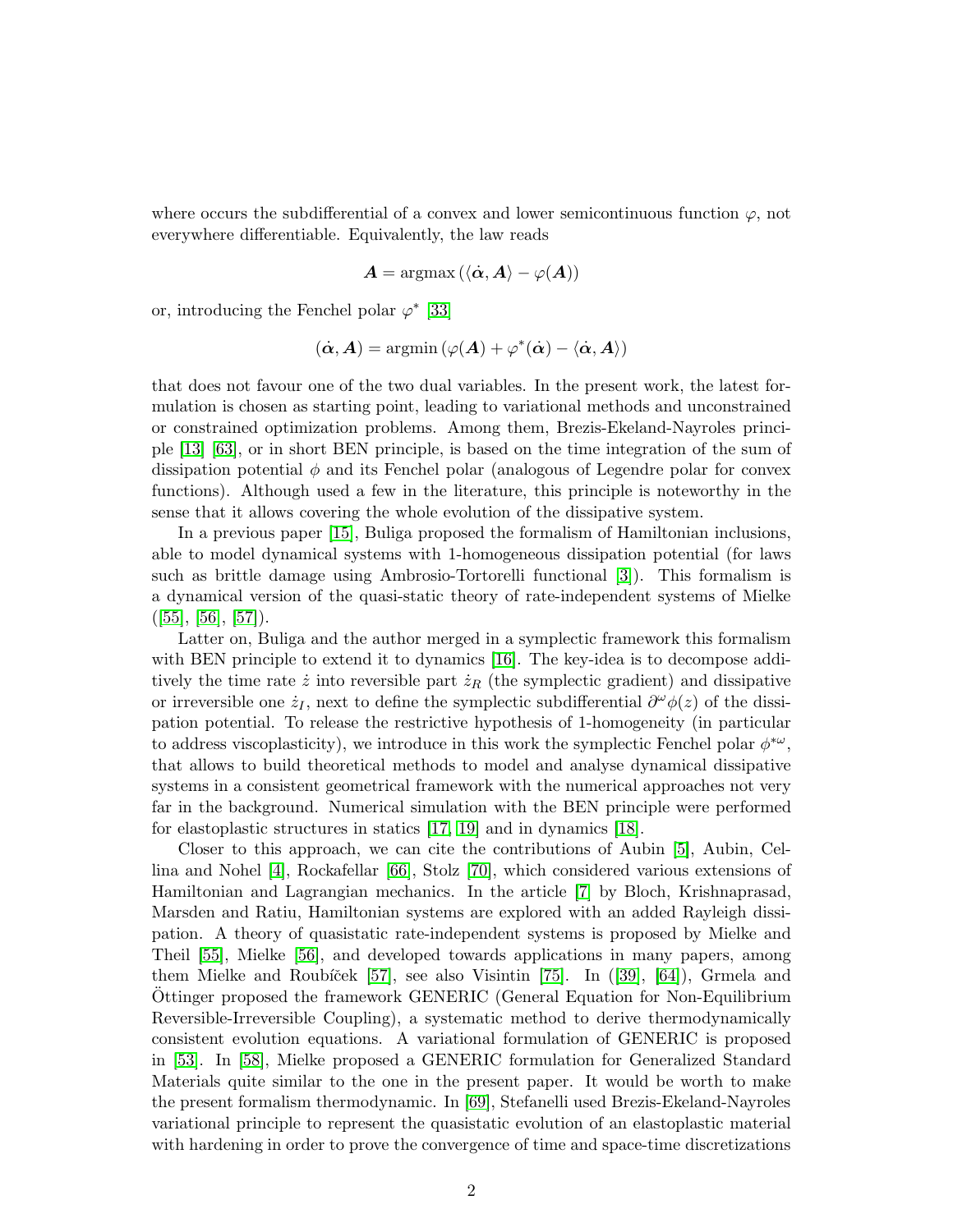where occurs the subdifferential of a convex and lower semicontinuous function $\varphi$, not everywhere differentiable. Equivalently, the law reads

$$\boldsymbol{A} = \text{argmax}\left(\langle \dot{\boldsymbol{\alpha}}, \boldsymbol{A}\rangle - \varphi(\boldsymbol{A})\right)$$

or, introducing the Fenchel polar $\varphi^*$ [33]

$$(\dot{\boldsymbol{\alpha}}, \boldsymbol{A}) = \text{argmin}\left(\varphi(\boldsymbol{A}) + \varphi^*(\dot{\boldsymbol{\alpha}}) - \langle \dot{\boldsymbol{\alpha}}, \boldsymbol{A}\rangle\right)$$

that does not favour one of the two dual variables. In the present work, the latest formulation is chosen as starting point, leading to variational methods and unconstrained or constrained optimization problems. Among them, Brezis-Ekeland-Nayroles principle [13] [63], or in short BEN principle, is based on the time integration of the sum of dissipation potential $\phi$ and its Fenchel polar (analogous of Legendre polar for convex functions). Although used a few in the literature, this principle is noteworthy in the sense that it allows covering the whole evolution of the dissipative system.

In a previous paper [15], Buliga proposed the formalism of Hamiltonian inclusions, able to model dynamical systems with 1-homogeneous dissipation potential (for laws such as brittle damage using Ambrosio-Tortorelli functional [3]). This formalism is a dynamical version of the quasi-static theory of rate-independent systems of Mielke ([55], [56], [57]).

Latter on, Buliga and the author merged in a symplectic framework this formalism with BEN principle to extend it to dynamics [16]. The key-idea is to decompose additively the time rate $\dot{z}$ into reversible part $\dot{z}_R$ (the symplectic gradient) and dissipative or irreversible one $\dot{z}_I$, next to define the symplectic subdifferential $\partial^\omega \phi(z)$ of the dissipation potential. To release the restrictive hypothesis of 1-homogeneity (in particular to address viscoplasticity), we introduce in this work the symplectic Fenchel polar $\phi^{*\omega}$, that allows to build theoretical methods to model and analyse dynamical dissipative systems in a consistent geometrical framework with the numerical approaches not very far in the background. Numerical simulation with the BEN principle were performed for elastoplastic structures in statics [17, 19] and in dynamics [18].

Closer to this approach, we can cite the contributions of Aubin [5], Aubin, Cellina and Nohel [4], Rockafellar [66], Stolz [70], which considered various extensions of Hamiltonian and Lagrangian mechanics. In the article [7] by Bloch, Krishnaprasad, Marsden and Ratiu, Hamiltonian systems are explored with an added Rayleigh dissipation. A theory of quasistatic rate-independent systems is proposed by Mielke and Theil [55], Mielke [56], and developed towards applications in many papers, among them Mielke and Roubíček [57], see also Visintin [75]. In ([39], [64]), Grmela and Öttinger proposed the framework GENERIC (General Equation for Non-Equilibrium Reversible-Irreversible Coupling), a systematic method to derive thermodynamically consistent evolution equations. A variational formulation of GENERIC is proposed in [53]. In [58], Mielke proposed a GENERIC formulation for Generalized Standard Materials quite similar to the one in the present paper. It would be worth to make the present formalism thermodynamic. In [69], Stefanelli used Brezis-Ekeland-Nayroles variational principle to represent the quasistatic evolution of an elastoplastic material with hardening in order to prove the convergence of time and space-time discretizations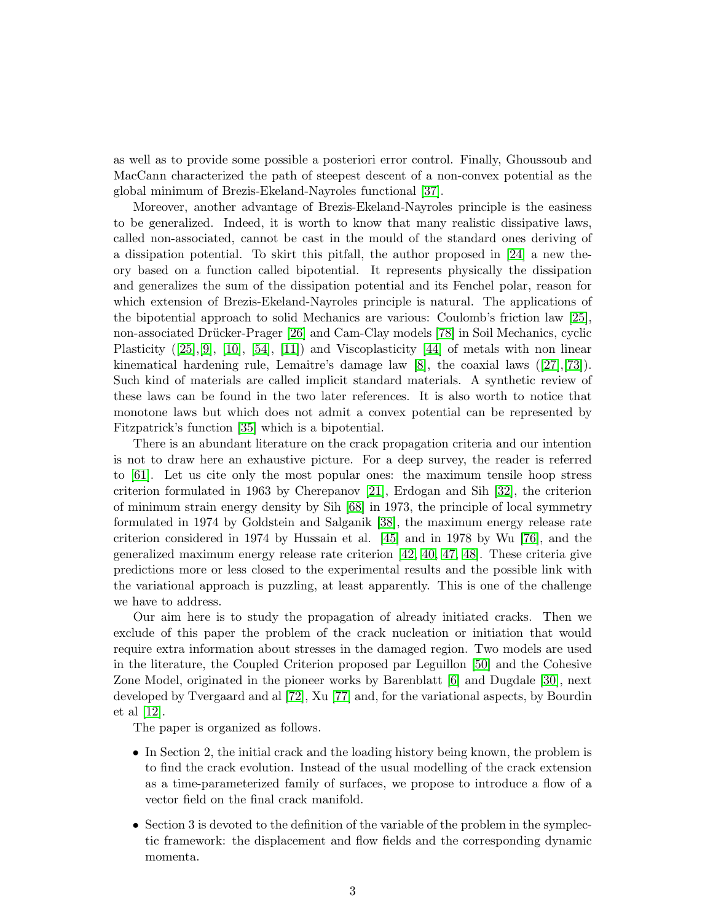as well as to provide some possible a posteriori error control. Finally, Ghoussoub and MacCann characterized the path of steepest descent of a non-convex potential as the global minimum of Brezis-Ekeland-Nayroles functional [37].

Moreover, another advantage of Brezis-Ekeland-Nayroles principle is the easiness to be generalized. Indeed, it is worth to know that many realistic dissipative laws, called non-associated, cannot be cast in the mould of the standard ones deriving of a dissipation potential. To skirt this pitfall, the author proposed in [24] a new theory based on a function called bipotential. It represents physically the dissipation and generalizes the sum of the dissipation potential and its Fenchel polar, reason for which extension of Brezis-Ekeland-Nayroles principle is natural. The applications of the bipotential approach to solid Mechanics are various: Coulomb's friction law [25], non-associated Drücker-Prager [26] and Cam-Clay models [78] in Soil Mechanics, cyclic Plasticity ([25],[9], [10], [54], [11]) and Viscoplasticity [44] of metals with non linear kinematical hardening rule, Lemaitre's damage law [8], the coaxial laws ([27],[73]). Such kind of materials are called implicit standard materials. A synthetic review of these laws can be found in the two later references. It is also worth to notice that monotone laws but which does not admit a convex potential can be represented by Fitzpatrick's function [35] which is a bipotential.

There is an abundant literature on the crack propagation criteria and our intention is not to draw here an exhaustive picture. For a deep survey, the reader is referred to [61]. Let us cite only the most popular ones: the maximum tensile hoop stress criterion formulated in 1963 by Cherepanov [21], Erdogan and Sih [32], the criterion of minimum strain energy density by Sih [68] in 1973, the principle of local symmetry formulated in 1974 by Goldstein and Salganik [38], the maximum energy release rate criterion considered in 1974 by Hussain et al. [45] and in 1978 by Wu [76], and the generalized maximum energy release rate criterion [42, 40, 47, 48]. These criteria give predictions more or less closed to the experimental results and the possible link with the variational approach is puzzling, at least apparently. This is one of the challenge we have to address.

Our aim here is to study the propagation of already initiated cracks. Then we exclude of this paper the problem of the crack nucleation or initiation that would require extra information about stresses in the damaged region. Two models are used in the literature, the Coupled Criterion proposed par Leguillon [50] and the Cohesive Zone Model, originated in the pioneer works by Barenblatt [6] and Dugdale [30], next developed by Tvergaard and al [72], Xu [77] and, for the variational aspects, by Bourdin et al [12].

The paper is organized as follows.

- In Section 2, the initial crack and the loading history being known, the problem is to find the crack evolution. Instead of the usual modelling of the crack extension as a time-parameterized family of surfaces, we propose to introduce a flow of a vector field on the final crack manifold.
- Section 3 is devoted to the definition of the variable of the problem in the symplectic framework: the displacement and flow fields and the corresponding dynamic momenta.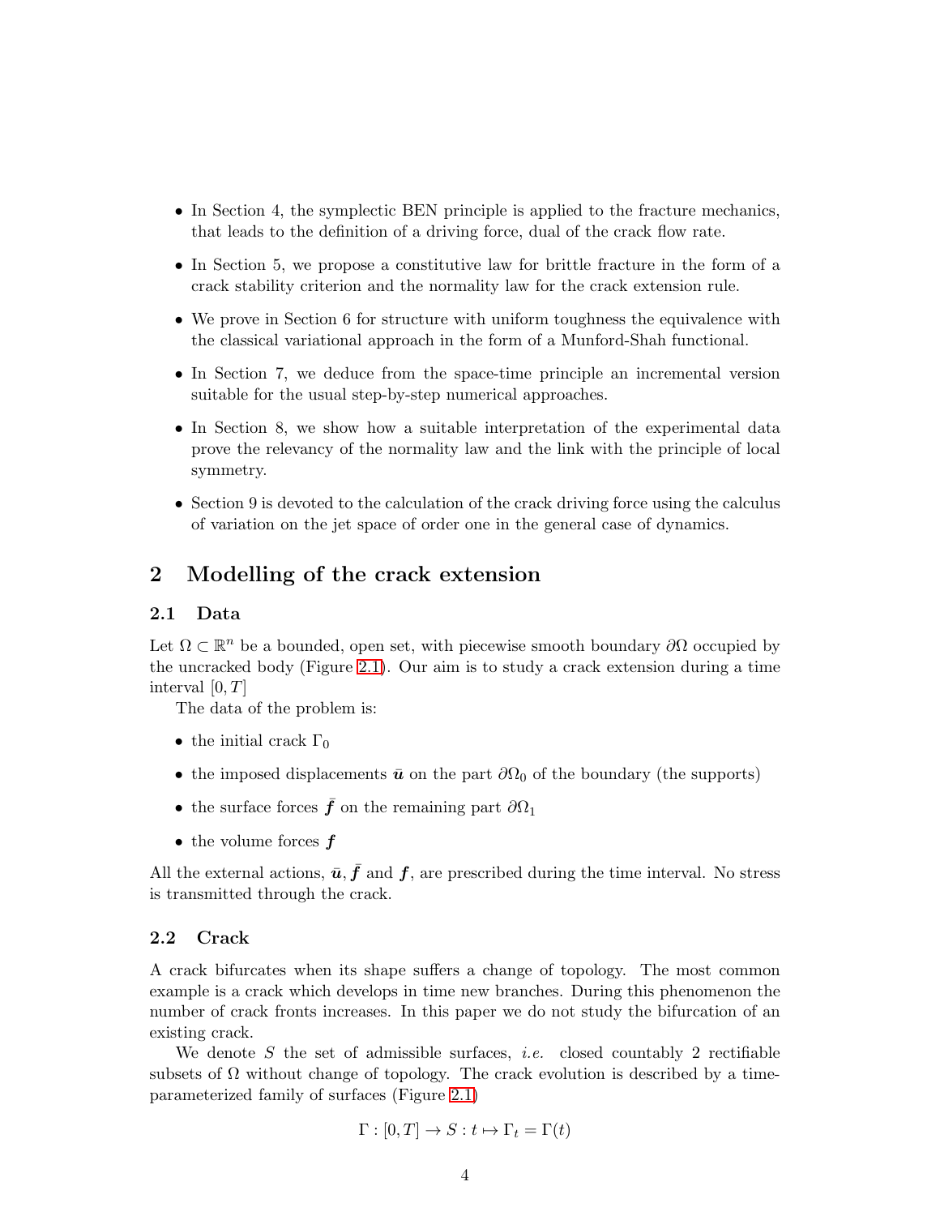- In Section 4, the symplectic BEN principle is applied to the fracture mechanics, that leads to the definition of a driving force, dual of the crack flow rate.
- In Section 5, we propose a constitutive law for brittle fracture in the form of a crack stability criterion and the normality law for the crack extension rule.
- We prove in Section 6 for structure with uniform toughness the equivalence with the classical variational approach in the form of a Munford-Shah functional.
- In Section 7, we deduce from the space-time principle an incremental version suitable for the usual step-by-step numerical approaches.
- In Section 8, we show how a suitable interpretation of the experimental data prove the relevancy of the normality law and the link with the principle of local symmetry.
- Section 9 is devoted to the calculation of the crack driving force using the calculus of variation on the jet space of order one in the general case of dynamics.

# 2 Modelling of the crack extension

## 2.1 Data

Let $\Omega \subset \mathbb{R}^n$ be a bounded, open set, with piecewise smooth boundary $\partial\Omega$ occupied by the uncracked body (Figure 2.1). Our aim is to study a crack extension during a time interval $[0, T]$

The data of the problem is:

- the initial crack $\Gamma_0$
- the imposed displacements $\bar{\boldsymbol{u}}$ on the part $\partial\Omega_0$ of the boundary (the supports)
- the surface forces $\bar{\boldsymbol{f}}$ on the remaining part $\partial\Omega_1$
- the volume forces $\boldsymbol{f}$

All the external actions, $\bar{\boldsymbol{u}}, \bar{\boldsymbol{f}}$ and $\boldsymbol{f}$, are prescribed during the time interval. No stress is transmitted through the crack.

## 2.2 Crack

A crack bifurcates when its shape suffers a change of topology. The most common example is a crack which develops in time new branches. During this phenomenon the number of crack fronts increases. In this paper we do not study the bifurcation of an existing crack.

We denote $S$ the set of admissible surfaces, *i.e.* closed countably 2 rectifiable subsets of $\Omega$ without change of topology. The crack evolution is described by a time-parameterized family of surfaces (Figure 2.1)

$$\Gamma : [0, T] \to S : t \mapsto \Gamma_t = \Gamma(t)$$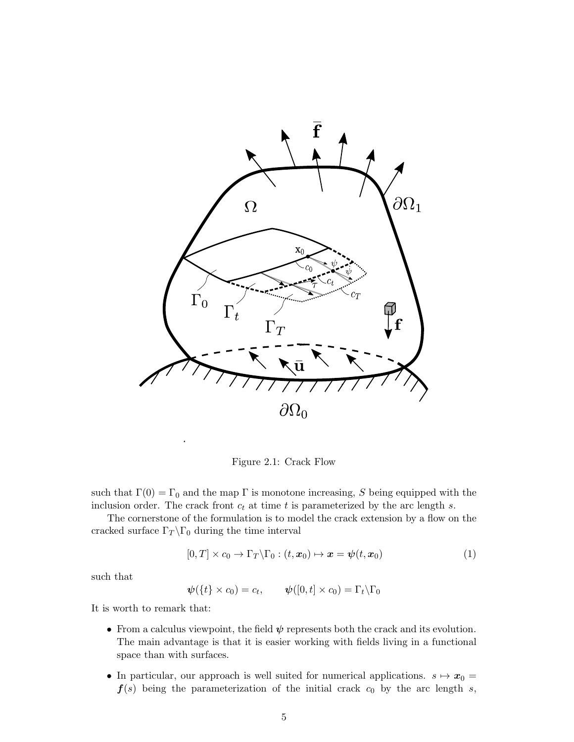Figure 2.1: Crack Flow

such that $\Gamma(0) = \Gamma_0$ and the map $\Gamma$ is monotone increasing, $S$ being equipped with the inclusion order. The crack front $c_t$ at time $t$ is parameterized by the arc length $s$.

The cornerstone of the formulation is to model the crack extension by a flow on the cracked surface $\Gamma_T \backslash \Gamma_0$ during the time interval

$$[0, T] \times c_0 \to \Gamma_T \backslash \Gamma_0 : (t, \boldsymbol{x}_0) \mapsto \boldsymbol{x} = \boldsymbol{\psi}(t, \boldsymbol{x}_0) \tag{1}$$

such that

$$\boldsymbol{\psi}(\{t\} \times c_0) = c_t, \qquad \boldsymbol{\psi}([0, t] \times c_0) = \Gamma_t \backslash \Gamma_0$$

It is worth to remark that:

- From a calculus viewpoint, the field $\boldsymbol{\psi}$ represents both the crack and its evolution. The main advantage is that it is easier working with fields living in a functional space than with surfaces.
- In particular, our approach is well suited for numerical applications. $s \mapsto \boldsymbol{x}_0 = \boldsymbol{f}(s)$ being the parameterization of the initial crack $c_0$ by the arc length $s$,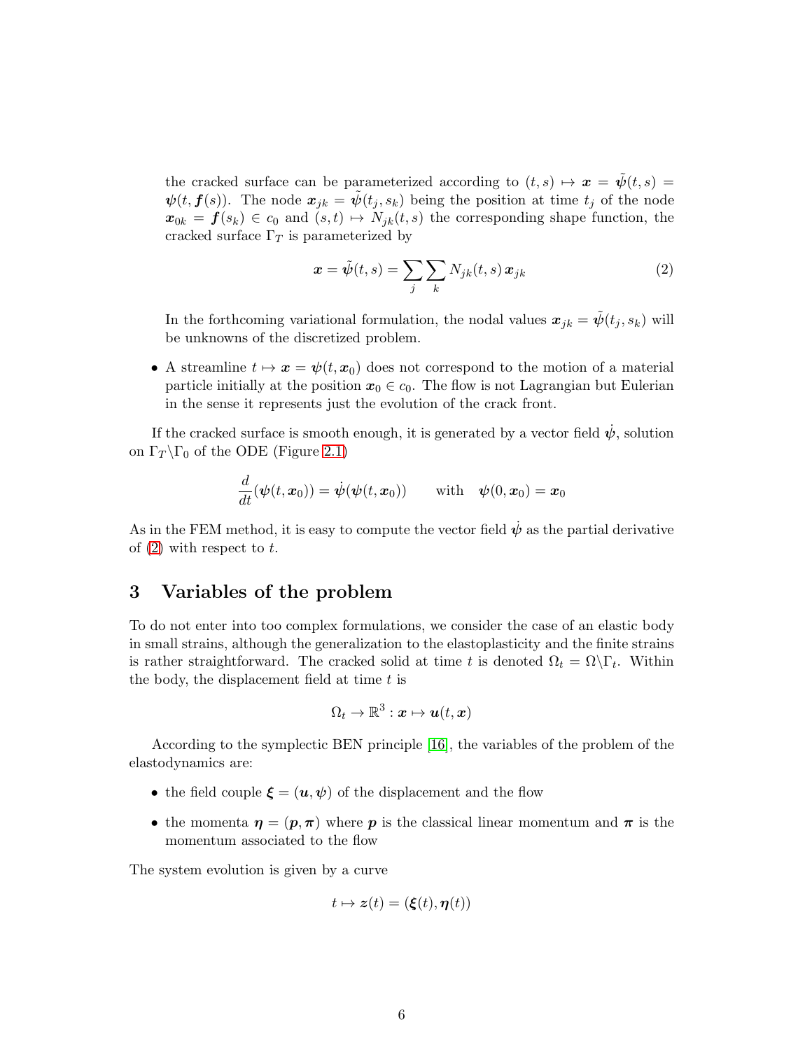the cracked surface can be parameterized according to $(t, s) \mapsto \boldsymbol{x} = \tilde{\boldsymbol{\psi}}(t, s) = \boldsymbol{\psi}(t, \boldsymbol{f}(s))$. The node $\boldsymbol{x}_{jk} = \tilde{\boldsymbol{\psi}}(t_j, s_k)$ being the position at time $t_j$ of the node $\boldsymbol{x}_{0k} = \boldsymbol{f}(s_k) \in c_0$ and $(s, t) \mapsto N_{jk}(t, s)$ the corresponding shape function, the cracked surface $\Gamma_T$ is parameterized by

$$\boldsymbol{x} = \tilde{\boldsymbol{\psi}}(t, s) = \sum_j \sum_k N_{jk}(t, s)\, \boldsymbol{x}_{jk} \tag{2}$$

In the forthcoming variational formulation, the nodal values $\boldsymbol{x}_{jk} = \tilde{\boldsymbol{\psi}}(t_j, s_k)$ will be unknowns of the discretized problem.

- A streamline $t \mapsto \boldsymbol{x} = \boldsymbol{\psi}(t, \boldsymbol{x}_0)$ does not correspond to the motion of a material particle initially at the position $\boldsymbol{x}_0 \in c_0$. The flow is not Lagrangian but Eulerian in the sense it represents just the evolution of the crack front.

If the cracked surface is smooth enough, it is generated by a vector field $\dot{\boldsymbol{\psi}}$, solution on $\Gamma_T \backslash \Gamma_0$ of the ODE (Figure 2.1)

$$\frac{d}{dt}(\boldsymbol{\psi}(t, \boldsymbol{x}_0)) = \dot{\boldsymbol{\psi}}(\boldsymbol{\psi}(t, \boldsymbol{x}_0)) \qquad \text{with} \quad \boldsymbol{\psi}(0, \boldsymbol{x}_0) = \boldsymbol{x}_0$$

As in the FEM method, it is easy to compute the vector field $\dot{\boldsymbol{\psi}}$ as the partial derivative of (2) with respect to $t$.

## 3 Variables of the problem

To do not enter into too complex formulations, we consider the case of an elastic body in small strains, although the generalization to the elastoplasticity and the finite strains is rather straightforward. The cracked solid at time $t$ is denoted $\Omega_t = \Omega \backslash \Gamma_t$. Within the body, the displacement field at time $t$ is

$$\Omega_t \to \mathbb{R}^3 : \boldsymbol{x} \mapsto \boldsymbol{u}(t, \boldsymbol{x})$$

According to the symplectic BEN principle [16], the variables of the problem of the elastodynamics are:

- the field couple $\boldsymbol{\xi} = (\boldsymbol{u}, \boldsymbol{\psi})$ of the displacement and the flow
- the momenta $\boldsymbol{\eta} = (\boldsymbol{p}, \boldsymbol{\pi})$ where $\boldsymbol{p}$ is the classical linear momentum and $\boldsymbol{\pi}$ is the momentum associated to the flow

The system evolution is given by a curve

$$t \mapsto \boldsymbol{z}(t) = (\boldsymbol{\xi}(t), \boldsymbol{\eta}(t))$$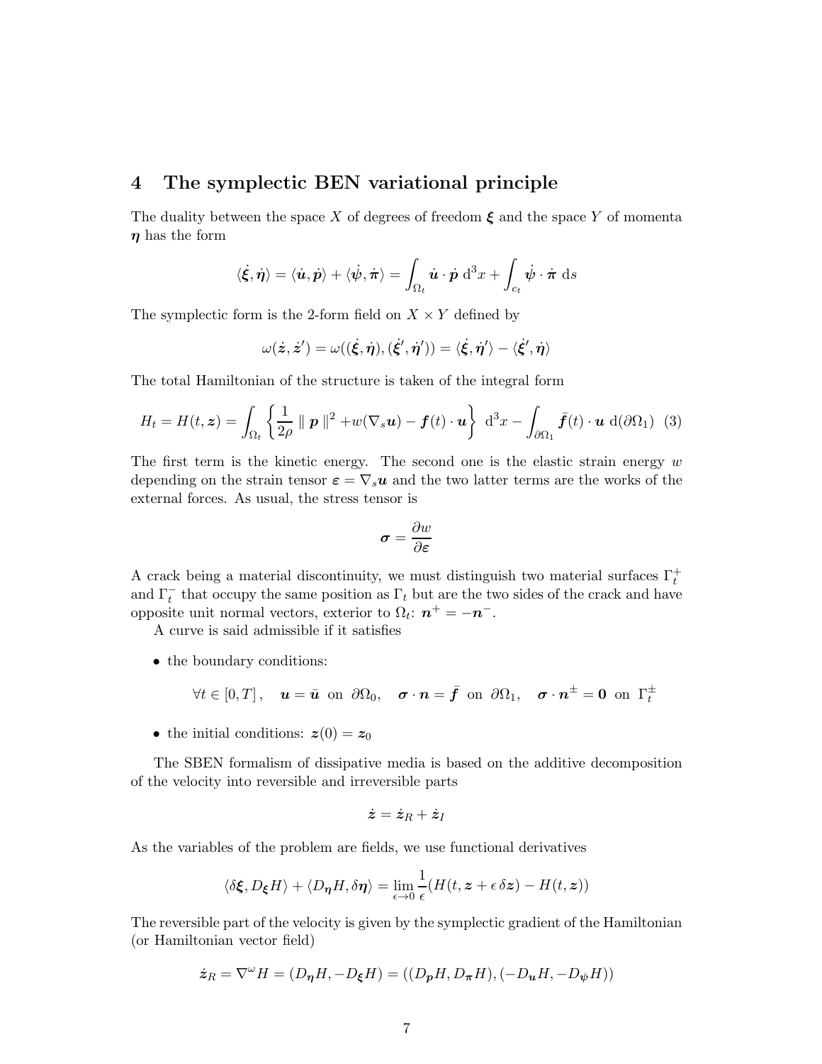## 4 The symplectic BEN variational principle

The duality between the space $X$ of degrees of freedom $\boldsymbol{\xi}$ and the space $Y$ of momenta $\boldsymbol{\eta}$ has the form

$$\langle \dot{\boldsymbol{\xi}}, \dot{\boldsymbol{\eta}} \rangle = \langle \dot{\boldsymbol{u}}, \dot{\boldsymbol{p}} \rangle + \langle \dot{\boldsymbol{\psi}}, \dot{\boldsymbol{\pi}} \rangle = \int_{\Omega_t} \dot{\boldsymbol{u}} \cdot \dot{\boldsymbol{p}} \; \mathrm{d}^3 x + \int_{c_t} \dot{\boldsymbol{\psi}} \cdot \dot{\boldsymbol{\pi}} \; \mathrm{d}s$$

The symplectic form is the 2-form field on $X \times Y$ defined by

$$\omega(\dot{\boldsymbol{z}}, \dot{\boldsymbol{z}}') = \omega((\dot{\boldsymbol{\xi}}, \dot{\boldsymbol{\eta}}), (\dot{\boldsymbol{\xi}}', \dot{\boldsymbol{\eta}}')) = \langle \dot{\boldsymbol{\xi}}, \dot{\boldsymbol{\eta}}' \rangle - \langle \dot{\boldsymbol{\xi}}', \dot{\boldsymbol{\eta}} \rangle$$

The total Hamiltonian of the structure is taken of the integral form

$$H_t = H(t, \boldsymbol{z}) = \int_{\Omega_t} \left\{ \frac{1}{2\rho} \parallel \boldsymbol{p} \parallel^2 + w(\nabla_s \boldsymbol{u}) - \boldsymbol{f}(t) \cdot \boldsymbol{u} \right\} \; \mathrm{d}^3 x - \int_{\partial \Omega_1} \bar{\boldsymbol{f}}(t) \cdot \boldsymbol{u} \; \mathrm{d}(\partial \Omega_1) \quad (3)$$

The first term is the kinetic energy. The second one is the elastic strain energy $w$ depending on the strain tensor $\boldsymbol{\varepsilon} = \nabla_s \boldsymbol{u}$ and the two latter terms are the works of the external forces. As usual, the stress tensor is

$$\boldsymbol{\sigma} = \frac{\partial w}{\partial \boldsymbol{\varepsilon}}$$

A crack being a material discontinuity, we must distinguish two material surfaces $\Gamma_t^+$ and $\Gamma_t^-$ that occupy the same position as $\Gamma_t$ but are the two sides of the crack and have opposite unit normal vectors, exterior to $\Omega_t$: $\boldsymbol{n}^+ = -\boldsymbol{n}^-$.

A curve is said admissible if it satisfies

- the boundary conditions:

$$\forall t \in [0, T], \quad \boldsymbol{u} = \bar{\boldsymbol{u}} \text{ on } \partial \Omega_0, \quad \boldsymbol{\sigma} \cdot \boldsymbol{n} = \bar{\boldsymbol{f}} \text{ on } \partial \Omega_1, \quad \boldsymbol{\sigma} \cdot \boldsymbol{n}^{\pm} = \boldsymbol{0} \text{ on } \Gamma_t^{\pm}$$

- the initial conditions: $\boldsymbol{z}(0) = \boldsymbol{z}_0$

The SBEN formalism of dissipative media is based on the additive decomposition of the velocity into reversible and irreversible parts

$$\dot{\boldsymbol{z}} = \dot{\boldsymbol{z}}_R + \dot{\boldsymbol{z}}_I$$

As the variables of the problem are fields, we use functional derivatives

$$\langle \delta \boldsymbol{\xi}, D_{\boldsymbol{\xi}} H \rangle + \langle D_{\boldsymbol{\eta}} H, \delta \boldsymbol{\eta} \rangle = \lim_{\epsilon \to 0} \frac{1}{\epsilon} (H(t, \boldsymbol{z} + \epsilon \, \delta \boldsymbol{z}) - H(t, \boldsymbol{z}))$$

The reversible part of the velocity is given by the symplectic gradient of the Hamiltonian (or Hamiltonian vector field)

$$\dot{\boldsymbol{z}}_R = \nabla^{\omega} H = (D_{\boldsymbol{\eta}} H, -D_{\boldsymbol{\xi}} H) = ((D_{\boldsymbol{p}} H, D_{\boldsymbol{\pi}} H), (-D_{\boldsymbol{u}} H, -D_{\boldsymbol{\psi}} H))$$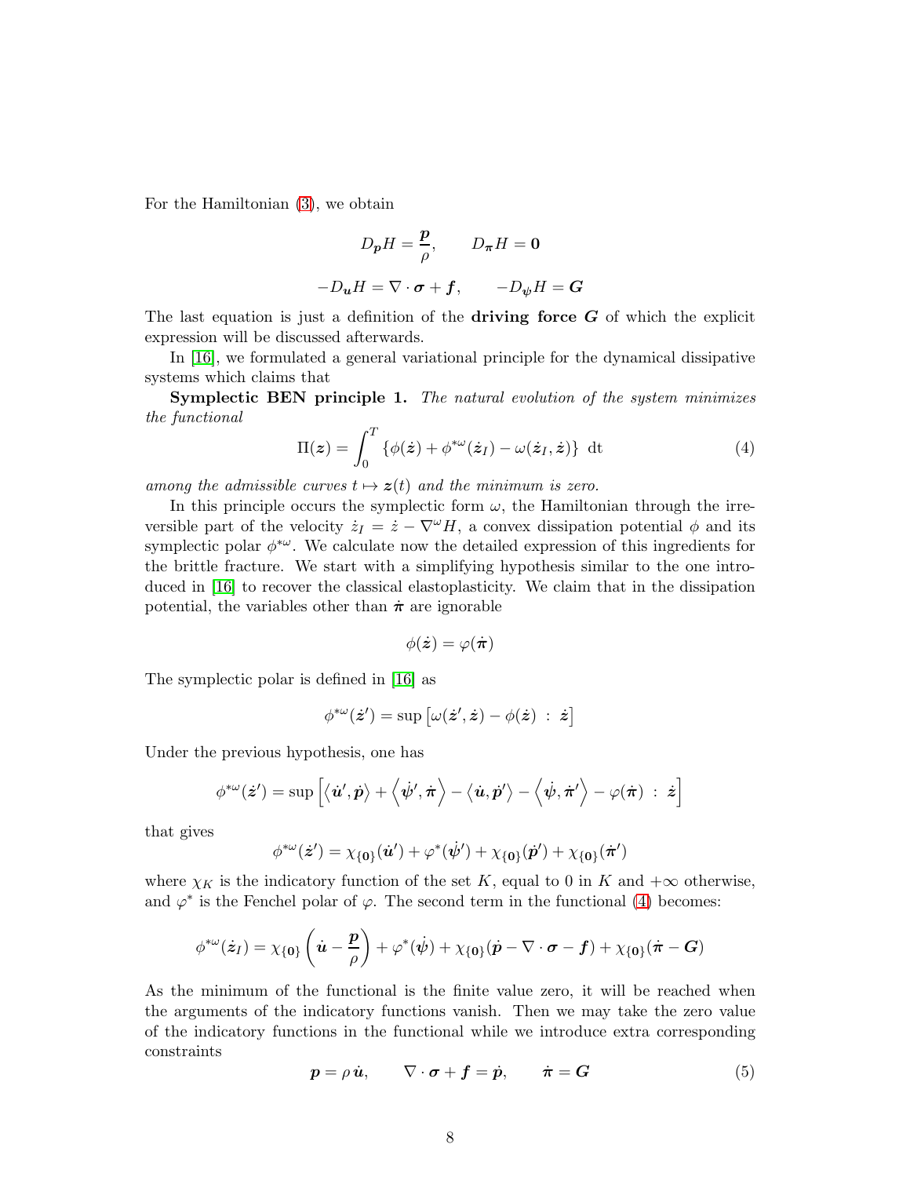For the Hamiltonian (3), we obtain

$$D_{\boldsymbol{p}} H = \frac{\boldsymbol{p}}{\rho}, \qquad D_{\boldsymbol{\pi}} H = \boldsymbol{0}$$

$$-D_{\boldsymbol{u}} H = \nabla \cdot \boldsymbol{\sigma} + \boldsymbol{f}, \qquad -D_{\boldsymbol{\psi}} H = \boldsymbol{G}$$

The last equation is just a definition of the **driving force** $\boldsymbol{G}$ of which the explicit expression will be discussed afterwards.

In [16], we formulated a general variational principle for the dynamical dissipative systems which claims that

**Symplectic BEN principle 1.** *The natural evolution of the system minimizes the functional*

$$\Pi(\boldsymbol{z}) = \int_0^T \left\{ \phi(\dot{\boldsymbol{z}}) + \phi^{*\omega}(\dot{\boldsymbol{z}}_I) - \omega(\dot{\boldsymbol{z}}_I, \dot{\boldsymbol{z}}) \right\} \, \mathrm{d}t \tag{4}$$

*among the admissible curves $t \mapsto \boldsymbol{z}(t)$ and the minimum is zero.*

In this principle occurs the symplectic form $\omega$, the Hamiltonian through the irreversible part of the velocity $\dot{z}_I = \dot{z} - \nabla^\omega H$, a convex dissipation potential $\phi$ and its symplectic polar $\phi^{*\omega}$. We calculate now the detailed expression of this ingredients for the brittle fracture. We start with a simplifying hypothesis similar to the one introduced in [16] to recover the classical elastoplasticity. We claim that in the dissipation potential, the variables other than $\dot{\boldsymbol{\pi}}$ are ignorable

$$\phi(\dot{\boldsymbol{z}}) = \varphi(\dot{\boldsymbol{\pi}})$$

The symplectic polar is defined in [16] as

$$\phi^{*\omega}(\dot{\boldsymbol{z}}') = \sup \left[ \omega(\dot{\boldsymbol{z}}', \dot{\boldsymbol{z}}) - \phi(\dot{\boldsymbol{z}}) \ : \ \dot{\boldsymbol{z}} \right]$$

Under the previous hypothesis, one has

$$\phi^{*\omega}(\dot{\boldsymbol{z}}') = \sup \left[ \langle \dot{\boldsymbol{u}}', \dot{\boldsymbol{p}} \rangle + \left\langle \dot{\boldsymbol{\psi}}', \dot{\boldsymbol{\pi}} \right\rangle - \langle \dot{\boldsymbol{u}}, \dot{\boldsymbol{p}}' \rangle - \left\langle \dot{\boldsymbol{\psi}}, \dot{\boldsymbol{\pi}}' \right\rangle - \varphi(\dot{\boldsymbol{\pi}}) \ : \ \dot{\boldsymbol{z}} \right]$$

that gives

$$\phi^{*\omega}(\dot{\boldsymbol{z}}') = \chi_{\{\boldsymbol{0}\}}(\dot{\boldsymbol{u}}') + \varphi^*(\dot{\boldsymbol{\psi}}') + \chi_{\{\boldsymbol{0}\}}(\dot{\boldsymbol{p}}') + \chi_{\{\boldsymbol{0}\}}(\dot{\boldsymbol{\pi}}')$$

where $\chi_K$ is the indicatory function of the set $K$, equal to 0 in $K$ and $+\infty$ otherwise, and $\varphi^*$ is the Fenchel polar of $\varphi$. The second term in the functional (4) becomes:

$$\phi^{*\omega}(\dot{\boldsymbol{z}}_I) = \chi_{\{\boldsymbol{0}\}}\left( \dot{\boldsymbol{u}} - \frac{\boldsymbol{p}}{\rho} \right) + \varphi^*(\dot{\boldsymbol{\psi}}) + \chi_{\{\boldsymbol{0}\}}(\dot{\boldsymbol{p}} - \nabla \cdot \boldsymbol{\sigma} - \boldsymbol{f}) + \chi_{\{\boldsymbol{0}\}}(\dot{\boldsymbol{\pi}} - \boldsymbol{G})$$

As the minimum of the functional is the finite value zero, it will be reached when the arguments of the indicatory functions vanish. Then we may take the zero value of the indicatory functions in the functional while we introduce extra corresponding constraints

$$\boldsymbol{p} = \rho \, \dot{\boldsymbol{u}}, \qquad \nabla \cdot \boldsymbol{\sigma} + \boldsymbol{f} = \dot{\boldsymbol{p}}, \qquad \dot{\boldsymbol{\pi}} = \boldsymbol{G} \tag{5}$$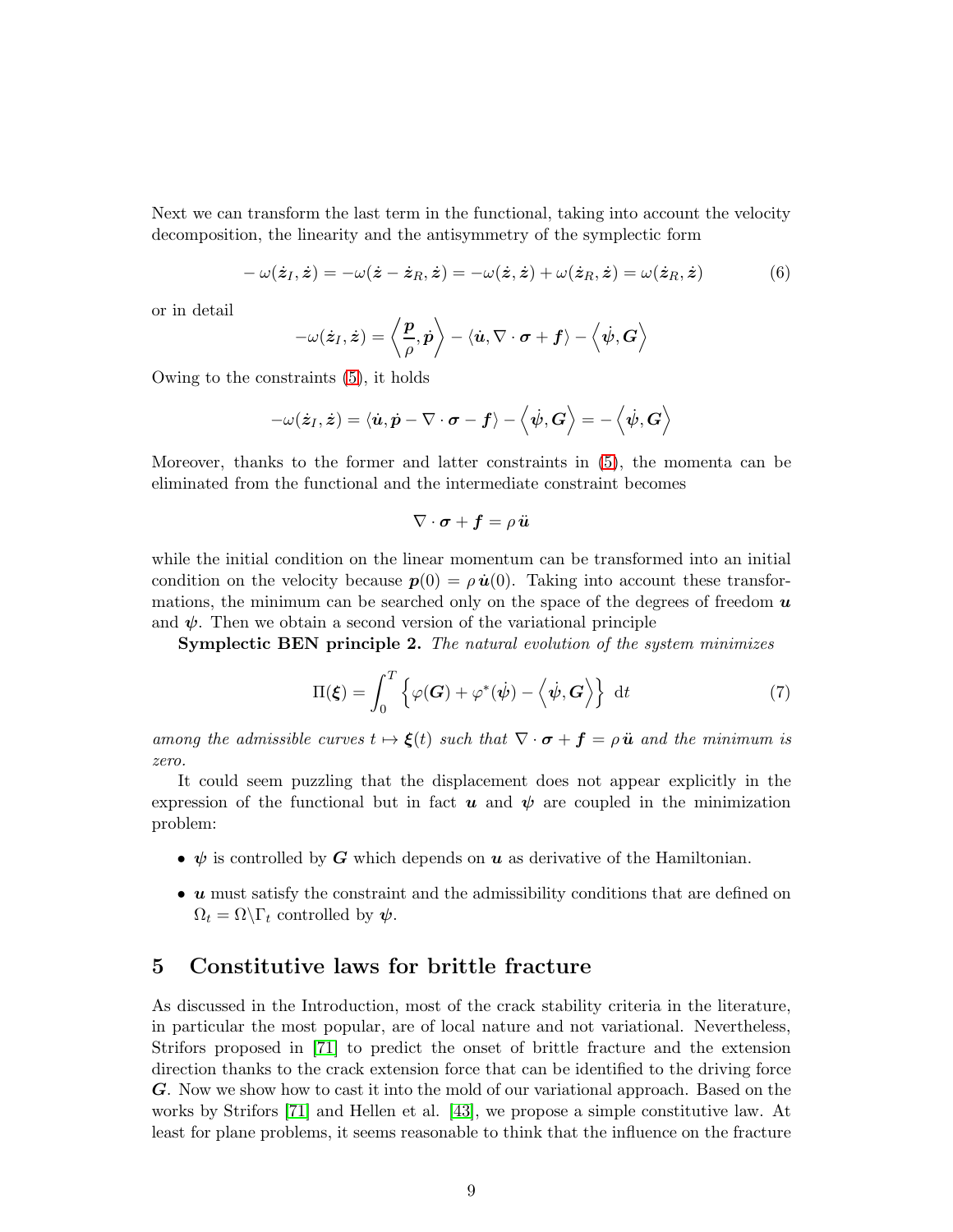Next we can transform the last term in the functional, taking into account the velocity decomposition, the linearity and the antisymmetry of the symplectic form

$$
-\,\omega(\dot{\boldsymbol{z}}_I, \dot{\boldsymbol{z}}) = -\omega(\dot{\boldsymbol{z}} - \dot{\boldsymbol{z}}_R, \dot{\boldsymbol{z}}) = -\omega(\dot{\boldsymbol{z}}, \dot{\boldsymbol{z}}) + \omega(\dot{\boldsymbol{z}}_R, \dot{\boldsymbol{z}}) = \omega(\dot{\boldsymbol{z}}_R, \dot{\boldsymbol{z}}) \tag{6}
$$

or in detail

$$
-\omega(\dot{\boldsymbol{z}}_I, \dot{\boldsymbol{z}}) = \left\langle \frac{\boldsymbol{p}}{\rho}, \dot{\boldsymbol{p}} \right\rangle - \langle \dot{\boldsymbol{u}}, \nabla \cdot \boldsymbol{\sigma} + \boldsymbol{f} \rangle - \left\langle \dot{\boldsymbol{\psi}}, \boldsymbol{G} \right\rangle
$$

Owing to the constraints (5), it holds

$$
-\omega(\dot{\boldsymbol{z}}_I, \dot{\boldsymbol{z}}) = \langle \dot{\boldsymbol{u}}, \dot{\boldsymbol{p}} - \nabla \cdot \boldsymbol{\sigma} - \boldsymbol{f} \rangle - \left\langle \dot{\boldsymbol{\psi}}, \boldsymbol{G} \right\rangle = -\left\langle \dot{\boldsymbol{\psi}}, \boldsymbol{G} \right\rangle
$$

Moreover, thanks to the former and latter constraints in (5), the momenta can be eliminated from the functional and the intermediate constraint becomes

$$
\nabla \cdot \boldsymbol{\sigma} + \boldsymbol{f} = \rho\, \ddot{\boldsymbol{u}}
$$

while the initial condition on the linear momentum can be transformed into an initial condition on the velocity because $\boldsymbol{p}(0) = \rho\, \dot{\boldsymbol{u}}(0)$. Taking into account these transformations, the minimum can be searched only on the space of the degrees of freedom $\boldsymbol{u}$ and $\boldsymbol{\psi}$. Then we obtain a second version of the variational principle

**Symplectic BEN principle 2.** *The natural evolution of the system minimizes*

$$
\Pi(\boldsymbol{\xi}) = \int_0^T \left\{ \varphi(\boldsymbol{G}) + \varphi^*(\dot{\boldsymbol{\psi}}) - \left\langle \dot{\boldsymbol{\psi}}, \boldsymbol{G} \right\rangle \right\} \, \mathrm{d}t \tag{7}
$$

*among the admissible curves $t \mapsto \boldsymbol{\xi}(t)$ such that $\nabla \cdot \boldsymbol{\sigma} + \boldsymbol{f} = \rho\, \ddot{\boldsymbol{u}}$ and the minimum is zero.*

It could seem puzzling that the displacement does not appear explicitly in the expression of the functional but in fact $\boldsymbol{u}$ and $\boldsymbol{\psi}$ are coupled in the minimization problem:

- $\boldsymbol{\psi}$ is controlled by $\boldsymbol{G}$ which depends on $\boldsymbol{u}$ as derivative of the Hamiltonian.
- $\boldsymbol{u}$ must satisfy the constraint and the admissibility conditions that are defined on $\Omega_t = \Omega \backslash \Gamma_t$ controlled by $\boldsymbol{\psi}$.

## 5 Constitutive laws for brittle fracture

As discussed in the Introduction, most of the crack stability criteria in the literature, in particular the most popular, are of local nature and not variational. Nevertheless, Strifors proposed in [71] to predict the onset of brittle fracture and the extension direction thanks to the crack extension force that can be identified to the driving force $\boldsymbol{G}$. Now we show how to cast it into the mold of our variational approach. Based on the works by Strifors [71] and Hellen et al. [43], we propose a simple constitutive law. At least for plane problems, it seems reasonable to think that the influence on the fracture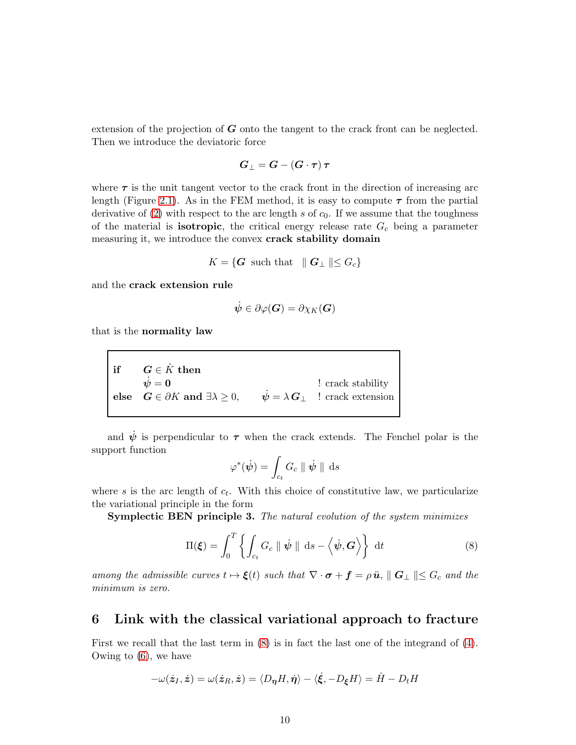extension of the projection of $\boldsymbol{G}$ onto the tangent to the crack front can be neglected. Then we introduce the deviatoric force

$$\boldsymbol{G}_{\perp} = \boldsymbol{G} - (\boldsymbol{G} \cdot \boldsymbol{\tau})\, \boldsymbol{\tau}$$

where $\boldsymbol{\tau}$ is the unit tangent vector to the crack front in the direction of increasing arc length (Figure 2.1). As in the FEM method, it is easy to compute $\boldsymbol{\tau}$ from the partial derivative of (2) with respect to the arc length $s$ of $c_0$. If we assume that the toughness of the material is **isotropic**, the critical energy release rate $G_c$ being a parameter measuring it, we introduce the convex **crack stability domain**

$$K = \{\boldsymbol{G} \text{ such that } \;\; \| \boldsymbol{G}_{\perp} \| \leq G_c\}$$

and the **crack extension rule**

$$\dot{\boldsymbol{\psi}} \in \partial \varphi(\boldsymbol{G}) = \partial \chi_K(\boldsymbol{G})$$

that is the **normality law**

|  |  |  |
|---|---|---|
| **if** $\boldsymbol{G} \in \mathring{K}$ **then** |  |  |
| $\dot{\boldsymbol{\psi}} = \boldsymbol{0}$ |  | ! crack stability |
| **else** $\boldsymbol{G} \in \partial K$ **and** $\exists \lambda \geq 0,$ | $\dot{\boldsymbol{\psi}} = \lambda\, \boldsymbol{G}_{\perp}$ | ! crack extension |

and $\dot{\boldsymbol{\psi}}$ is perpendicular to $\boldsymbol{\tau}$ when the crack extends. The Fenchel polar is the support function

$$\varphi^*(\dot{\boldsymbol{\psi}}) = \int_{c_t} G_c \, \| \, \dot{\boldsymbol{\psi}} \, \| \; \mathrm{d}s$$

where $s$ is the arc length of $c_t$. With this choice of constitutive law, we particularize the variational principle in the form

**Symplectic BEN principle 3.** *The natural evolution of the system minimizes*

$$\Pi(\boldsymbol{\xi}) = \int_0^T \left\{ \int_{c_t} G_c \, \| \, \dot{\boldsymbol{\psi}} \, \| \; \mathrm{d}s - \left\langle \dot{\boldsymbol{\psi}}, \boldsymbol{G} \right\rangle \right\} \; \mathrm{d}t \tag{8}$$

*among the admissible curves $t \mapsto \boldsymbol{\xi}(t)$ such that $\nabla \cdot \boldsymbol{\sigma} + \boldsymbol{f} = \rho\, \ddot{\boldsymbol{u}}$, $\| \, \boldsymbol{G}_{\perp} \| \leq G_c$ and the minimum is zero.*

## 6 Link with the classical variational approach to fracture

First we recall that the last term in (8) is in fact the last one of the integrand of (4). Owing to (6), we have

$$-\omega(\dot{\boldsymbol{z}}_I, \dot{\boldsymbol{z}}) = \omega(\dot{\boldsymbol{z}}_R, \dot{\boldsymbol{z}}) = \langle D_{\boldsymbol{\eta}} H, \dot{\boldsymbol{\eta}} \rangle - \langle \dot{\boldsymbol{\xi}}, -D_{\boldsymbol{\xi}} H \rangle = \dot{H} - D_t H$$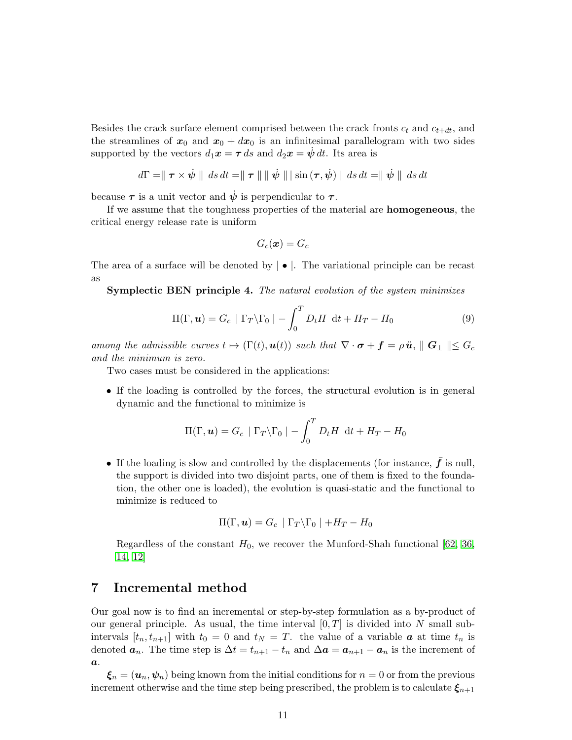Besides the crack surface element comprised between the crack fronts $c_t$ and $c_{t+dt}$, and the streamlines of $\boldsymbol{x}_0$ and $\boldsymbol{x}_0 + d\boldsymbol{x}_0$ is an infinitesimal parallelogram with two sides supported by the vectors $d_1\boldsymbol{x} = \boldsymbol{\tau}\, ds$ and $d_2\boldsymbol{x} = \dot{\boldsymbol{\psi}}\, dt$. Its area is

$$d\Gamma = \parallel \boldsymbol{\tau} \times \dot{\boldsymbol{\psi}} \parallel \ ds\, dt = \parallel \boldsymbol{\tau} \parallel \parallel \dot{\boldsymbol{\psi}} \parallel \mid \sin(\boldsymbol{\tau}, \dot{\boldsymbol{\psi}}) \mid \ ds\, dt = \parallel \dot{\boldsymbol{\psi}} \parallel \ ds\, dt$$

because $\boldsymbol{\tau}$ is a unit vector and $\dot{\boldsymbol{\psi}}$ is perpendicular to $\boldsymbol{\tau}$.

If we assume that the toughness properties of the material are **homogeneous**, the critical energy release rate is uniform

$$G_c(\boldsymbol{x}) = G_c$$

The area of a surface will be denoted by $\mid \bullet \mid$. The variational principle can be recast as

**Symplectic BEN principle 4.** *The natural evolution of the system minimizes*

$$\Pi(\Gamma, \boldsymbol{u}) = G_c \ \mid \Gamma_T \backslash \Gamma_0 \mid - \int_0^T D_t H \ \ \mathrm{d}t + H_T - H_0 \tag{9}$$

*among the admissible curves* $t \mapsto (\Gamma(t), \boldsymbol{u}(t))$ *such that* $\nabla \cdot \boldsymbol{\sigma} + \boldsymbol{f} = \rho\, \ddot{\boldsymbol{u}}$, $\parallel \boldsymbol{G}_\perp \parallel \leq G_c$ *and the minimum is zero.*

Two cases must be considered in the applications:

- If the loading is controlled by the forces, the structural evolution is in general dynamic and the functional to minimize is

$$\Pi(\Gamma, \boldsymbol{u}) = G_c \ \mid \Gamma_T \backslash \Gamma_0 \mid - \int_0^T D_t H \ \ \mathrm{d}t + H_T - H_0$$

- If the loading is slow and controlled by the displacements (for instance, $\bar{\boldsymbol{f}}$ is null, the support is divided into two disjoint parts, one of them is fixed to the foundation, the other one is loaded), the evolution is quasi-static and the functional to minimize is reduced to

$$\Pi(\Gamma, \boldsymbol{u}) = G_c \ \mid \Gamma_T \backslash \Gamma_0 \mid + H_T - H_0$$

Regardless of the constant $H_0$, we recover the Munford-Shah functional [62, 36, 14, 12]

## 7 Incremental method

Our goal now is to find an incremental or step-by-step formulation as a by-product of our general principle. As usual, the time interval $[0, T]$ is divided into $N$ small subintervals $[t_n, t_{n+1}]$ with $t_0 = 0$ and $t_N = T$. the value of a variable $\boldsymbol{a}$ at time $t_n$ is denoted $\boldsymbol{a}_n$. The time step is $\Delta t = t_{n+1} - t_n$ and $\Delta \boldsymbol{a} = \boldsymbol{a}_{n+1} - \boldsymbol{a}_n$ is the increment of $\boldsymbol{a}$.

$\boldsymbol{\xi}_n = (\boldsymbol{u}_n, \boldsymbol{\psi}_n)$ being known from the initial conditions for $n = 0$ or from the previous increment otherwise and the time step being prescribed, the problem is to calculate $\boldsymbol{\xi}_{n+1}$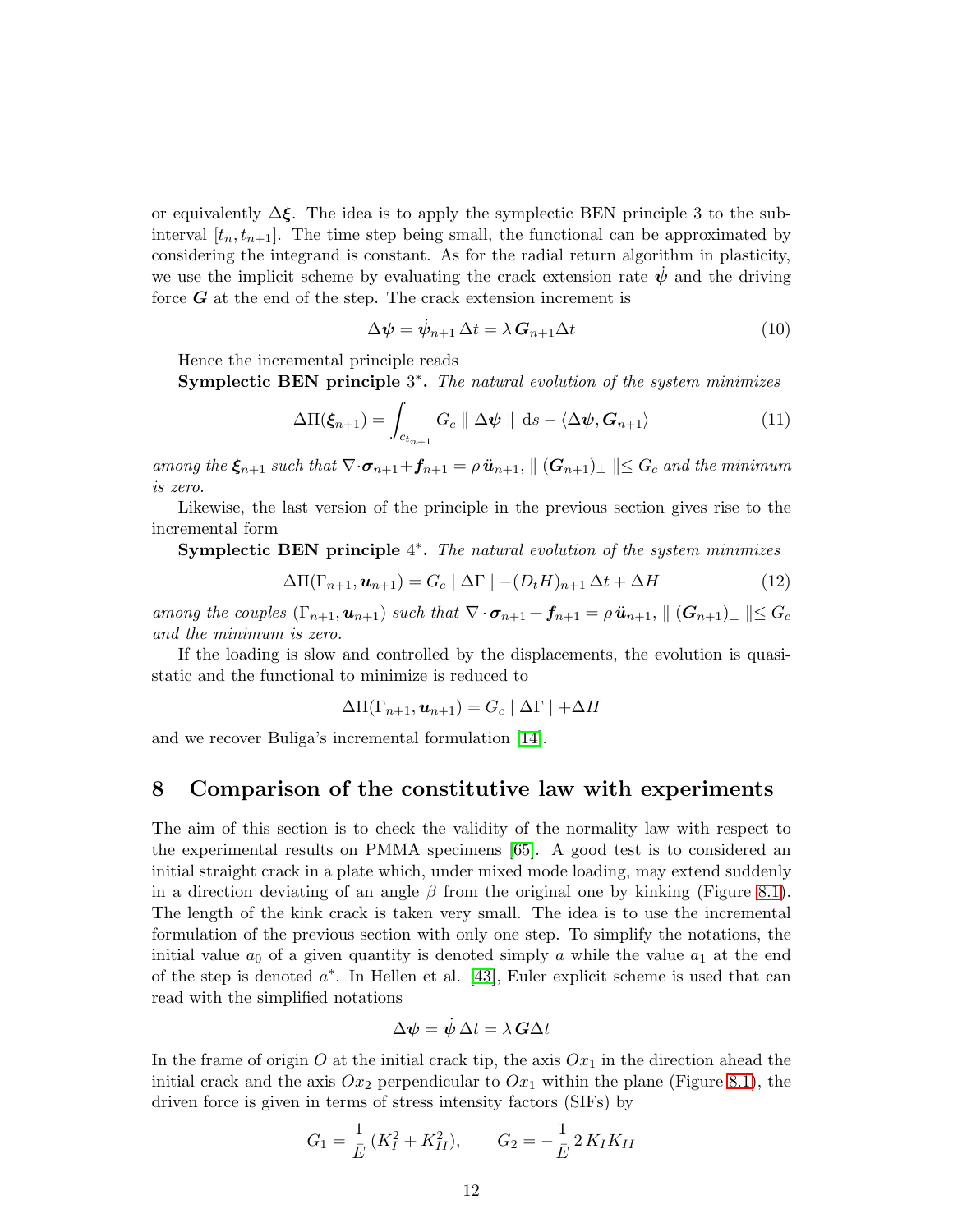or equivalently $\Delta\boldsymbol{\xi}$. The idea is to apply the symplectic BEN principle 3 to the subinterval $[t_n, t_{n+1}]$. The time step being small, the functional can be approximated by considering the integrand is constant. As for the radial return algorithm in plasticity, we use the implicit scheme by evaluating the crack extension rate $\dot{\boldsymbol{\psi}}$ and the driving force $\boldsymbol{G}$ at the end of the step. The crack extension increment is

$$\Delta\boldsymbol{\psi} = \dot{\boldsymbol{\psi}}_{n+1}\,\Delta t = \lambda\,\boldsymbol{G}_{n+1}\Delta t \tag{10}$$

Hence the incremental principle reads

**Symplectic BEN principle** $3^*$**.** *The natural evolution of the system minimizes*

$$\Delta\Pi(\boldsymbol{\xi}_{n+1}) = \int_{c_{t_{n+1}}} G_c \parallel \Delta\boldsymbol{\psi} \parallel \, \mathrm{d}s - \langle \Delta\boldsymbol{\psi}, \boldsymbol{G}_{n+1} \rangle \tag{11}$$

*among the* $\boldsymbol{\xi}_{n+1}$ *such that* $\nabla\cdot\boldsymbol{\sigma}_{n+1}+\boldsymbol{f}_{n+1} = \rho\,\ddot{\boldsymbol{u}}_{n+1}$, $\parallel (\boldsymbol{G}_{n+1})_\perp \parallel \leq G_c$ *and the minimum is zero.*

Likewise, the last version of the principle in the previous section gives rise to the incremental form

**Symplectic BEN principle** $4^*$**.** *The natural evolution of the system minimizes*

$$\Delta\Pi(\Gamma_{n+1}, \boldsymbol{u}_{n+1}) = G_c \mid \Delta\Gamma \mid - (D_t H)_{n+1}\,\Delta t + \Delta H \tag{12}$$

*among the couples* $(\Gamma_{n+1}, \boldsymbol{u}_{n+1})$ *such that* $\nabla\cdot\boldsymbol{\sigma}_{n+1}+\boldsymbol{f}_{n+1} = \rho\,\ddot{\boldsymbol{u}}_{n+1}$, $\parallel (\boldsymbol{G}_{n+1})_\perp \parallel \leq G_c$ *and the minimum is zero.*

If the loading is slow and controlled by the displacements, the evolution is quasi-static and the functional to minimize is reduced to

$$\Delta\Pi(\Gamma_{n+1}, \boldsymbol{u}_{n+1}) = G_c \mid \Delta\Gamma \mid + \Delta H$$

and we recover Buliga's incremental formulation [14].

## 8 Comparison of the constitutive law with experiments

The aim of this section is to check the validity of the normality law with respect to the experimental results on PMMA specimens [65]. A good test is to considered an initial straight crack in a plate which, under mixed mode loading, may extend suddenly in a direction deviating of an angle $\beta$ from the original one by kinking (Figure 8.1). The length of the kink crack is taken very small. The idea is to use the incremental formulation of the previous section with only one step. To simplify the notations, the initial value $a_0$ of a given quantity is denoted simply $a$ while the value $a_1$ at the end of the step is denoted $a^*$. In Hellen et al. [43], Euler explicit scheme is used that can read with the simplified notations

$$\Delta\boldsymbol{\psi} = \dot{\boldsymbol{\psi}}\,\Delta t = \lambda\,\boldsymbol{G}\Delta t$$

In the frame of origin $O$ at the initial crack tip, the axis $Ox_1$ in the direction ahead the initial crack and the axis $Ox_2$ perpendicular to $Ox_1$ within the plane (Figure 8.1), the driven force is given in terms of stress intensity factors (SIFs) by

$$G_1 = \frac{1}{E}\,(K_I^2 + K_{II}^2), \qquad G_2 = -\frac{1}{E}\,2\,K_I K_{II}$$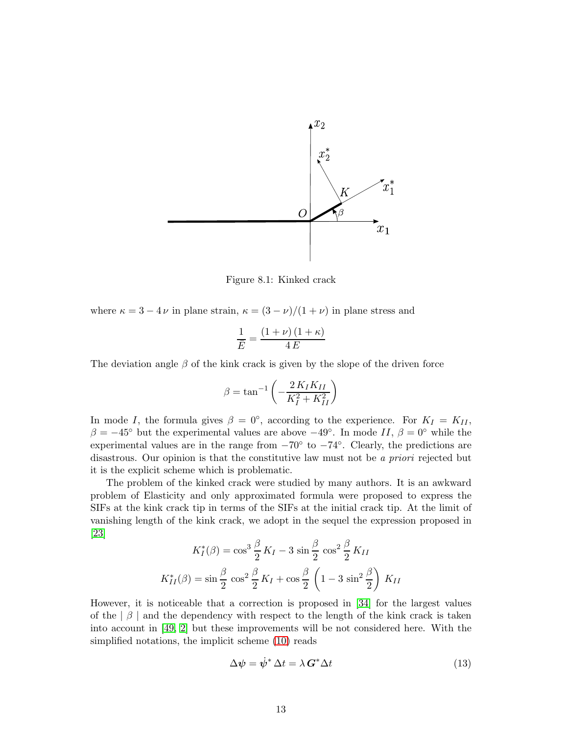Figure 8.1: Kinked crack

where $\kappa = 3 - 4\,\nu$ in plane strain, $\kappa = (3-\nu)/(1+\nu)$ in plane stress and

$$\frac{1}{\bar{E}} = \frac{(1+\nu)\,(1+\kappa)}{4\,E}$$

The deviation angle $\beta$ of the kink crack is given by the slope of the driven force

$$\beta = \tan^{-1}\left(-\frac{2\,K_I K_{II}}{K_I^2 + K_{II}^2}\right)$$

In mode $I$, the formula gives $\beta = 0°$, according to the experience. For $K_I = K_{II}$, $\beta = -45°$ but the experimental values are above $-49°$. In mode $II$, $\beta = 0°$ while the experimental values are in the range from $-70°$ to $-74°$. Clearly, the predictions are disastrous. Our opinion is that the constitutive law must not be *a priori* rejected but it is the explicit scheme which is problematic.

The problem of the kinked crack were studied by many authors. It is an awkward problem of Elasticity and only approximated formula were proposed to express the SIFs at the kink crack tip in terms of the SIFs at the initial crack tip. At the limit of vanishing length of the kink crack, we adopt in the sequel the expression proposed in [23]

$$K_I^*(\beta) = \cos^3\frac{\beta}{2}\,K_I - 3\,\sin\frac{\beta}{2}\,\cos^2\frac{\beta}{2}\,K_{II}$$

$$K_{II}^*(\beta) = \sin\frac{\beta}{2}\,\cos^2\frac{\beta}{2}\,K_I + \cos\frac{\beta}{2}\,\left(1 - 3\,\sin^2\frac{\beta}{2}\right)\,K_{II}$$

However, it is noticeable that a correction is proposed in [34] for the largest values of the $\mid \beta \mid$ and the dependency with respect to the length of the kink crack is taken into account in [49, 2] but these improvements will be not considered here. With the simplified notations, the implicit scheme (10) reads

$$\Delta\boldsymbol{\psi} = \dot{\boldsymbol{\psi}}^*\,\Delta t = \lambda\,\boldsymbol{G}^*\Delta t \tag{13}$$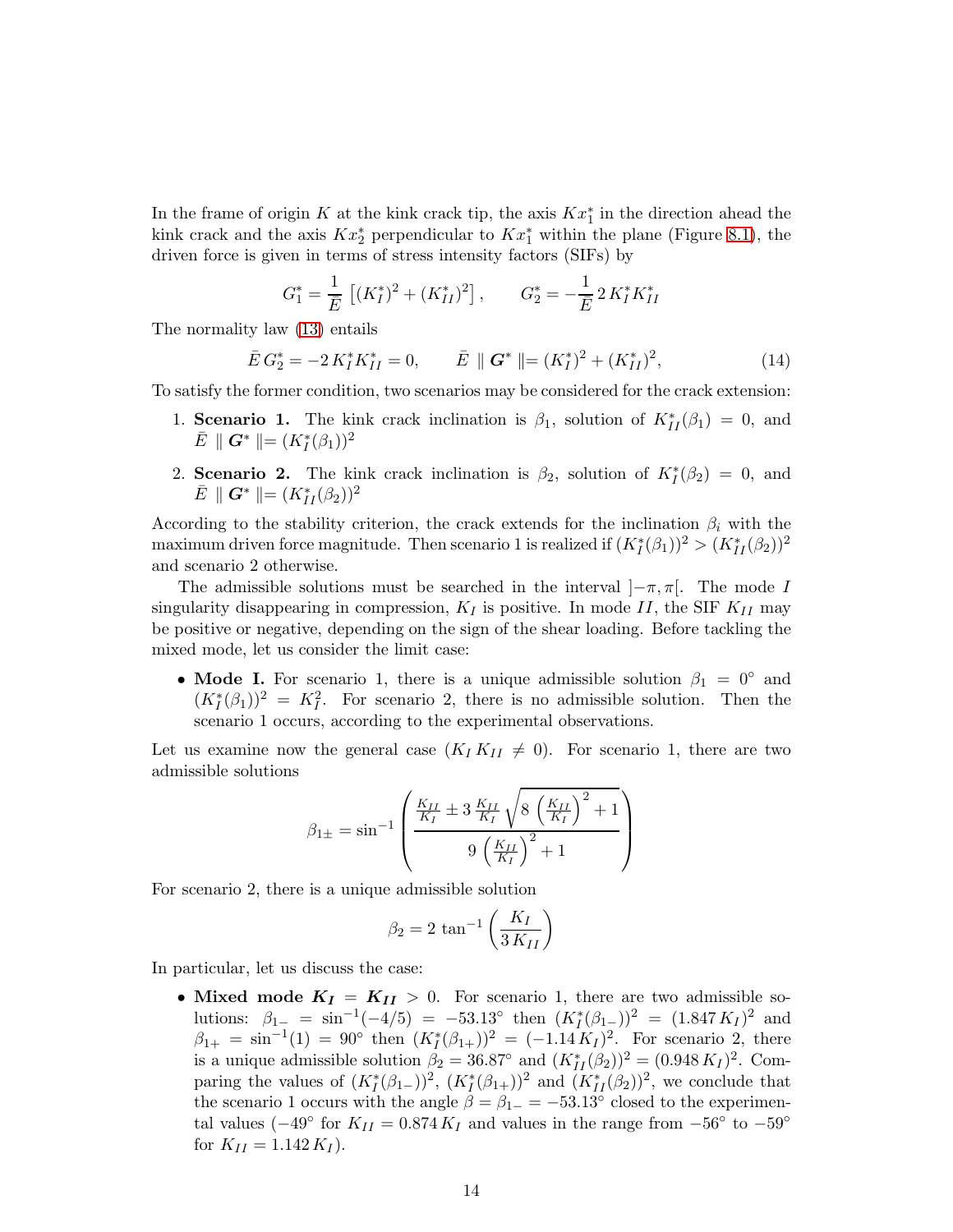In the frame of origin $K$ at the kink crack tip, the axis $Kx_1^*$ in the direction ahead the kink crack and the axis $Kx_2^*$ perpendicular to $Kx_1^*$ within the plane (Figure 8.1), the driven force is given in terms of stress intensity factors (SIFs) by

$$G_1^* = \frac{1}{\bar{E}}\left[(K_I^*)^2 + (K_{II}^*)^2\right], \qquad G_2^* = -\frac{1}{\bar{E}}\, 2\, K_I^* K_{II}^*$$

The normality law (13) entails

$$\bar{E}\, G_2^* = -2\, K_I^* K_{II}^* = 0, \qquad \bar{E}\, \parallel \boldsymbol{G}^* \parallel = (K_I^*)^2 + (K_{II}^*)^2, \tag{14}$$

To satisfy the former condition, two scenarios may be considered for the crack extension:

1. **Scenario 1.** The kink crack inclination is $\beta_1$, solution of $K_{II}^*(\beta_1) = 0$, and $\bar{E}\, \parallel \boldsymbol{G}^* \parallel = (K_I^*(\beta_1))^2$
2. **Scenario 2.** The kink crack inclination is $\beta_2$, solution of $K_I^*(\beta_2) = 0$, and $\bar{E}\, \parallel \boldsymbol{G}^* \parallel = (K_{II}^*(\beta_2))^2$

According to the stability criterion, the crack extends for the inclination $\beta_i$ with the maximum driven force magnitude. Then scenario 1 is realized if $(K_I^*(\beta_1))^2 > (K_{II}^*(\beta_2))^2$ and scenario 2 otherwise.

The admissible solutions must be searched in the interval $]-\pi, \pi[$. The mode $I$ singularity disappearing in compression, $K_I$ is positive. In mode $II$, the SIF $K_{II}$ may be positive or negative, depending on the sign of the shear loading. Before tackling the mixed mode, let us consider the limit case:

- **Mode I.** For scenario 1, there is a unique admissible solution $\beta_1 = 0°$ and $(K_I^*(\beta_1))^2 = K_I^2$. For scenario 2, there is no admissible solution. Then the scenario 1 occurs, according to the experimental observations.

Let us examine now the general case ($K_I K_{II} \neq 0$). For scenario 1, there are two admissible solutions

$$\beta_{1\pm} = \sin^{-1}\left(\frac{\frac{K_{II}}{K_I} \pm 3\,\frac{K_{II}}{K_I}\sqrt{8\left(\frac{K_{II}}{K_I}\right)^2 + 1}}{9\left(\frac{K_{II}}{K_I}\right)^2 + 1}\right)$$

For scenario 2, there is a unique admissible solution

$$\beta_2 = 2\,\tan^{-1}\left(\frac{K_I}{3\,K_{II}}\right)$$

In particular, let us discuss the case:

- **Mixed mode $\boldsymbol{K_I = K_{II}} > 0$.** For scenario 1, there are two admissible solutions: $\beta_{1-} = \sin^{-1}(-4/5) = -53.13°$ then $(K_I^*(\beta_{1-}))^2 = (1.847\, K_I)^2$ and $\beta_{1+} = \sin^{-1}(1) = 90°$ then $(K_I^*(\beta_{1+}))^2 = (-1.14\, K_I)^2$. For scenario 2, there is a unique admissible solution $\beta_2 = 36.87°$ and $(K_{II}^*(\beta_2))^2 = (0.948\, K_I)^2$. Comparing the values of $(K_I^*(\beta_{1-}))^2$, $(K_I^*(\beta_{1+}))^2$ and $(K_{II}^*(\beta_2))^2$, we conclude that the scenario 1 occurs with the angle $\beta = \beta_{1-} = -53.13°$ closed to the experimental values ($-49°$ for $K_{II} = 0.874\, K_I$ and values in the range from $-56°$ to $-59°$ for $K_{II} = 1.142\, K_I$).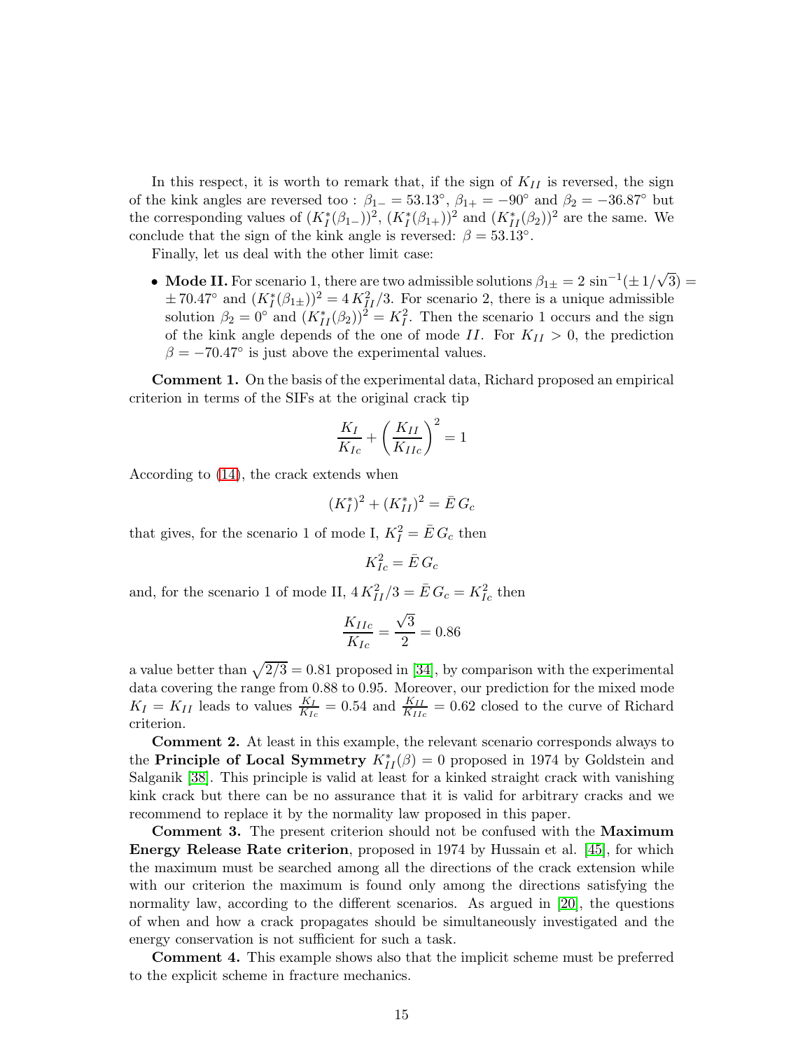In this respect, it is worth to remark that, if the sign of $K_{II}$ is reversed, the sign of the kink angles are reversed too : $\beta_{1-} = 53.13°$, $\beta_{1+} = -90°$ and $\beta_2 = -36.87°$ but the corresponding values of $(K_I^*(\beta_{1-}))^2$, $(K_I^*(\beta_{1+}))^2$ and $(K_{II}^*(\beta_2))^2$ are the same. We conclude that the sign of the kink angle is reversed: $\beta = 53.13°$.

Finally, let us deal with the other limit case:

- **Mode II.** For scenario 1, there are two admissible solutions $\beta_{1\pm} = 2\,\sin^{-1}(\pm 1/\sqrt{3}) = \pm\,70.47°$ and $(K_I^*(\beta_{1\pm}))^2 = 4\,K_{II}^2/3$. For scenario 2, there is a unique admissible solution $\beta_2 = 0°$ and $(K_{II}^*(\beta_2))^2 = K_I^2$. Then the scenario 1 occurs and the sign of the kink angle depends of the one of mode $II$. For $K_{II} > 0$, the prediction $\beta = -70.47°$ is just above the experimental values.

**Comment 1.** On the basis of the experimental data, Richard proposed an empirical criterion in terms of the SIFs at the original crack tip

$$\frac{K_I}{K_{Ic}} + \left(\frac{K_{II}}{K_{IIc}}\right)^2 = 1$$

According to (14), the crack extends when

$$(K_I^*)^2 + (K_{II}^*)^2 = \bar{E}\,G_c$$

that gives, for the scenario 1 of mode I, $K_I^2 = \bar{E}\,G_c$ then

$$K_{Ic}^2 = \bar{E}\,G_c$$

and, for the scenario 1 of mode II, $4\,K_{II}^2/3 = \bar{E}\,G_c = K_{Ic}^2$ then

$$\frac{K_{IIc}}{K_{Ic}} = \frac{\sqrt{3}}{2} = 0.86$$

a value better than $\sqrt{2/3} = 0.81$ proposed in [34], by comparison with the experimental data covering the range from 0.88 to 0.95. Moreover, our prediction for the mixed mode $K_I = K_{II}$ leads to values $\frac{K_I}{K_{Ic}} = 0.54$ and $\frac{K_{II}}{K_{IIc}} = 0.62$ closed to the curve of Richard criterion.

**Comment 2.** At least in this example, the relevant scenario corresponds always to the **Principle of Local Symmetry** $K_{II}^*(\beta) = 0$ proposed in 1974 by Goldstein and Salganik [38]. This principle is valid at least for a kinked straight crack with vanishing kink crack but there can be no assurance that it is valid for arbitrary cracks and we recommend to replace it by the normality law proposed in this paper.

**Comment 3.** The present criterion should not be confused with the **Maximum Energy Release Rate criterion**, proposed in 1974 by Hussain et al. [45], for which the maximum must be searched among all the directions of the crack extension while with our criterion the maximum is found only among the directions satisfying the normality law, according to the different scenarios. As argued in [20], the questions of when and how a crack propagates should be simultaneously investigated and the energy conservation is not sufficient for such a task.

**Comment 4.** This example shows also that the implicit scheme must be preferred to the explicit scheme in fracture mechanics.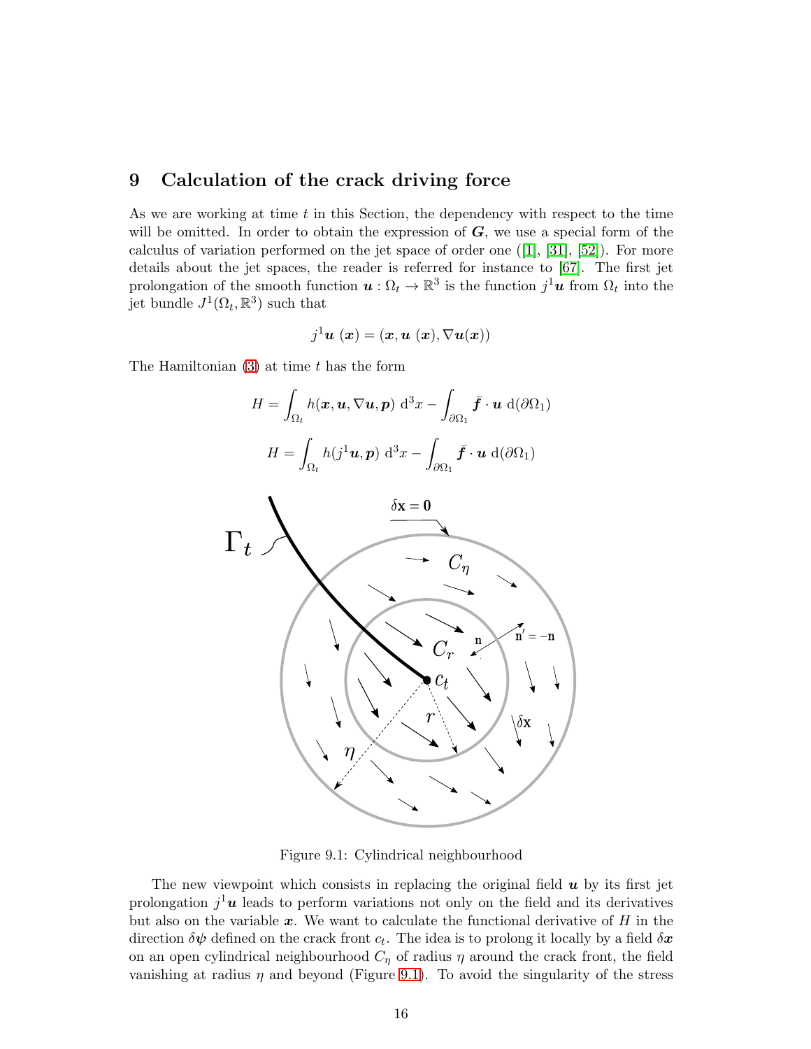## 9 Calculation of the crack driving force

As we are working at time $t$ in this Section, the dependency with respect to the time will be omitted. In order to obtain the expression of $\boldsymbol{G}$, we use a special form of the calculus of variation performed on the jet space of order one ([1], [31], [52]). For more details about the jet spaces, the reader is referred for instance to [67]. The first jet prolongation of the smooth function $\boldsymbol{u} : \Omega_t \to \mathbb{R}^3$ is the function $j^1\boldsymbol{u}$ from $\Omega_t$ into the jet bundle $J^1(\Omega_t, \mathbb{R}^3)$ such that

$$j^1\boldsymbol{u}\ (\boldsymbol{x}) = (\boldsymbol{x}, \boldsymbol{u}\ (\boldsymbol{x}), \nabla \boldsymbol{u}(\boldsymbol{x}))$$

The Hamiltonian (3) at time $t$ has the form

$$H = \int_{\Omega_t} h(\boldsymbol{x}, \boldsymbol{u}, \nabla \boldsymbol{u}, \boldsymbol{p})\ \mathrm{d}^3 x - \int_{\partial\Omega_1} \bar{\boldsymbol{f}} \cdot \boldsymbol{u}\ \mathrm{d}(\partial\Omega_1)$$

$$H = \int_{\Omega_t} h(j^1\boldsymbol{u}, \boldsymbol{p})\ \mathrm{d}^3 x - \int_{\partial\Omega_1} \bar{\boldsymbol{f}} \cdot \boldsymbol{u}\ \mathrm{d}(\partial\Omega_1)$$

Figure 9.1: Cylindrical neighbourhood

The new viewpoint which consists in replacing the original field $\boldsymbol{u}$ by its first jet prolongation $j^1\boldsymbol{u}$ leads to perform variations not only on the field and its derivatives but also on the variable $\boldsymbol{x}$. We want to calculate the functional derivative of $H$ in the direction $\delta\boldsymbol{\psi}$ defined on the crack front $c_t$. The idea is to prolong it locally by a field $\delta\boldsymbol{x}$ on an open cylindrical neighbourhood $C_\eta$ of radius $\eta$ around the crack front, the field vanishing at radius $\eta$ and beyond (Figure 9.1). To avoid the singularity of the stress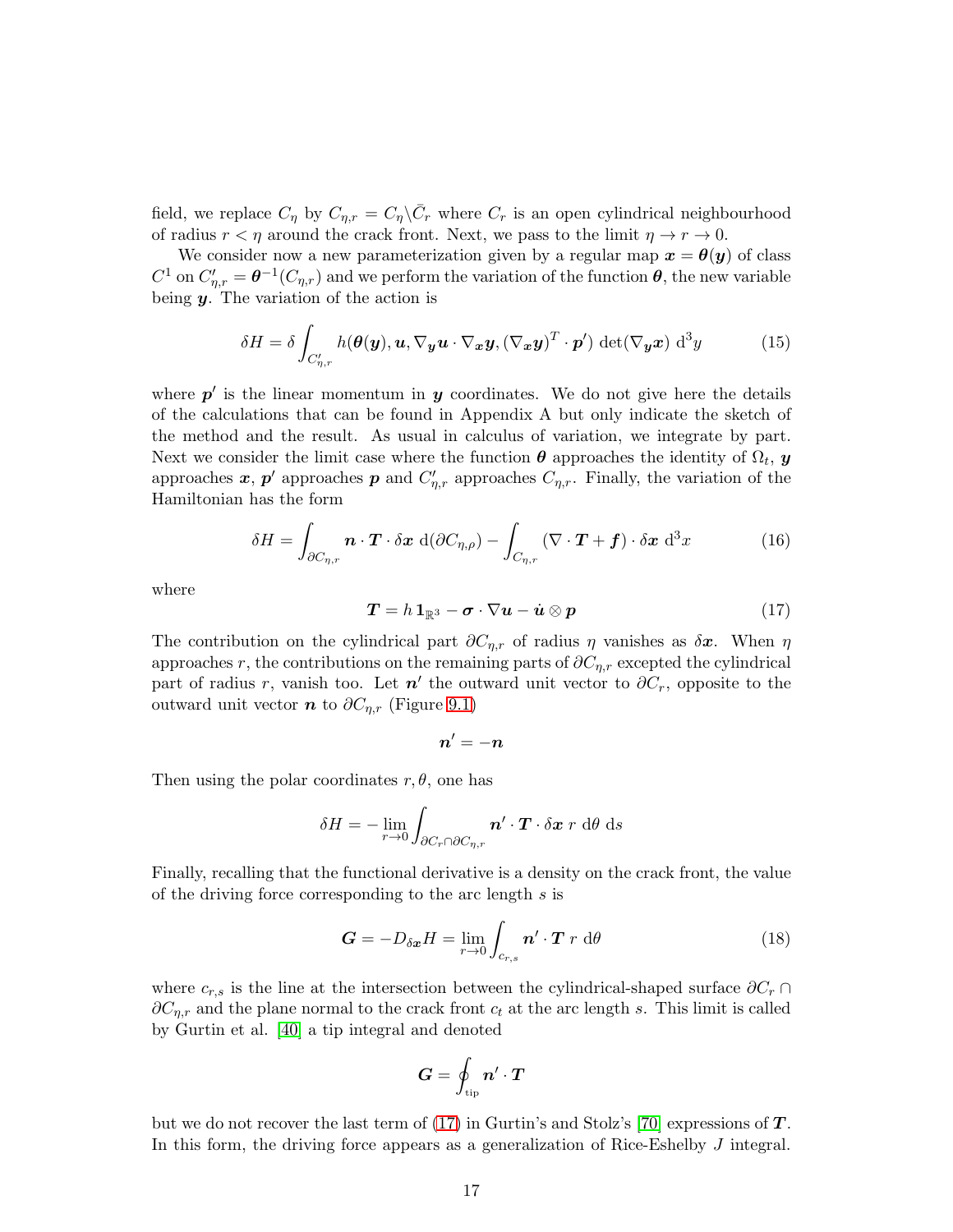field, we replace $C_\eta$ by $C_{\eta,r} = C_\eta \backslash \bar{C}_r$ where $C_r$ is an open cylindrical neighbourhood of radius $r < \eta$ around the crack front. Next, we pass to the limit $\eta \to r \to 0$.

We consider now a new parameterization given by a regular map $\boldsymbol{x} = \boldsymbol{\theta}(\boldsymbol{y})$ of class $C^1$ on $C'_{\eta,r} = \boldsymbol{\theta}^{-1}(C_{\eta,r})$ and we perform the variation of the function $\boldsymbol{\theta}$, the new variable being $\boldsymbol{y}$. The variation of the action is

$$\delta H = \delta \int_{C'_{\eta,r}} h(\boldsymbol{\theta}(\boldsymbol{y}), \boldsymbol{u}, \nabla_{\boldsymbol{y}} \boldsymbol{u} \cdot \nabla_{\boldsymbol{x}} \boldsymbol{y}, (\nabla_{\boldsymbol{x}} \boldsymbol{y})^T \cdot \boldsymbol{p}') \det(\nabla_{\boldsymbol{y}} \boldsymbol{x}) \, \mathrm{d}^3 y \tag{15}$$

where $\boldsymbol{p}'$ is the linear momentum in $\boldsymbol{y}$ coordinates. We do not give here the details of the calculations that can be found in Appendix A but only indicate the sketch of the method and the result. As usual in calculus of variation, we integrate by part. Next we consider the limit case where the function $\boldsymbol{\theta}$ approaches the identity of $\Omega_t$, $\boldsymbol{y}$ approaches $\boldsymbol{x}$, $\boldsymbol{p}'$ approaches $\boldsymbol{p}$ and $C'_{\eta,r}$ approaches $C_{\eta,r}$. Finally, the variation of the Hamiltonian has the form

$$\delta H = \int_{\partial C_{\eta,r}} \boldsymbol{n} \cdot \boldsymbol{T} \cdot \delta \boldsymbol{x} \, \mathrm{d}(\partial C_{\eta,\rho}) - \int_{C_{\eta,r}} (\nabla \cdot \boldsymbol{T} + \boldsymbol{f}) \cdot \delta \boldsymbol{x} \, \mathrm{d}^3 x \tag{16}$$

where

$$\boldsymbol{T} = h \, \mathbf{1}_{\mathbb{R}^3} - \boldsymbol{\sigma} \cdot \nabla \boldsymbol{u} - \dot{\boldsymbol{u}} \otimes \boldsymbol{p} \tag{17}$$

The contribution on the cylindrical part $\partial C_{\eta,r}$ of radius $\eta$ vanishes as $\delta \boldsymbol{x}$. When $\eta$ approaches $r$, the contributions on the remaining parts of $\partial C_{\eta,r}$ excepted the cylindrical part of radius $r$, vanish too. Let $\boldsymbol{n}'$ the outward unit vector to $\partial C_r$, opposite to the outward unit vector $\boldsymbol{n}$ to $\partial C_{\eta,r}$ (Figure 9.1)

$$\boldsymbol{n}' = -\boldsymbol{n}$$

Then using the polar coordinates $r, \theta$, one has

$$\delta H = - \lim_{r \to 0} \int_{\partial C_r \cap \partial C_{\eta,r}} \boldsymbol{n}' \cdot \boldsymbol{T} \cdot \delta \boldsymbol{x} \; r \, \mathrm{d}\theta \, \mathrm{d}s$$

Finally, recalling that the functional derivative is a density on the crack front, the value of the driving force corresponding to the arc length $s$ is

$$\boldsymbol{G} = -D_{\delta \boldsymbol{x}} H = \lim_{r \to 0} \int_{c_{r,s}} \boldsymbol{n}' \cdot \boldsymbol{T} \; r \, \mathrm{d}\theta \tag{18}$$

where $c_{r,s}$ is the line at the intersection between the cylindrical-shaped surface $\partial C_r \cap \partial C_{\eta,r}$ and the plane normal to the crack front $c_t$ at the arc length $s$. This limit is called by Gurtin et al. [40] a tip integral and denoted

$$\boldsymbol{G} = \oint_{\mathrm{tip}} \boldsymbol{n}' \cdot \boldsymbol{T}$$

but we do not recover the last term of (17) in Gurtin's and Stolz's [70] expressions of $\boldsymbol{T}$. In this form, the driving force appears as a generalization of Rice-Eshelby $J$ integral.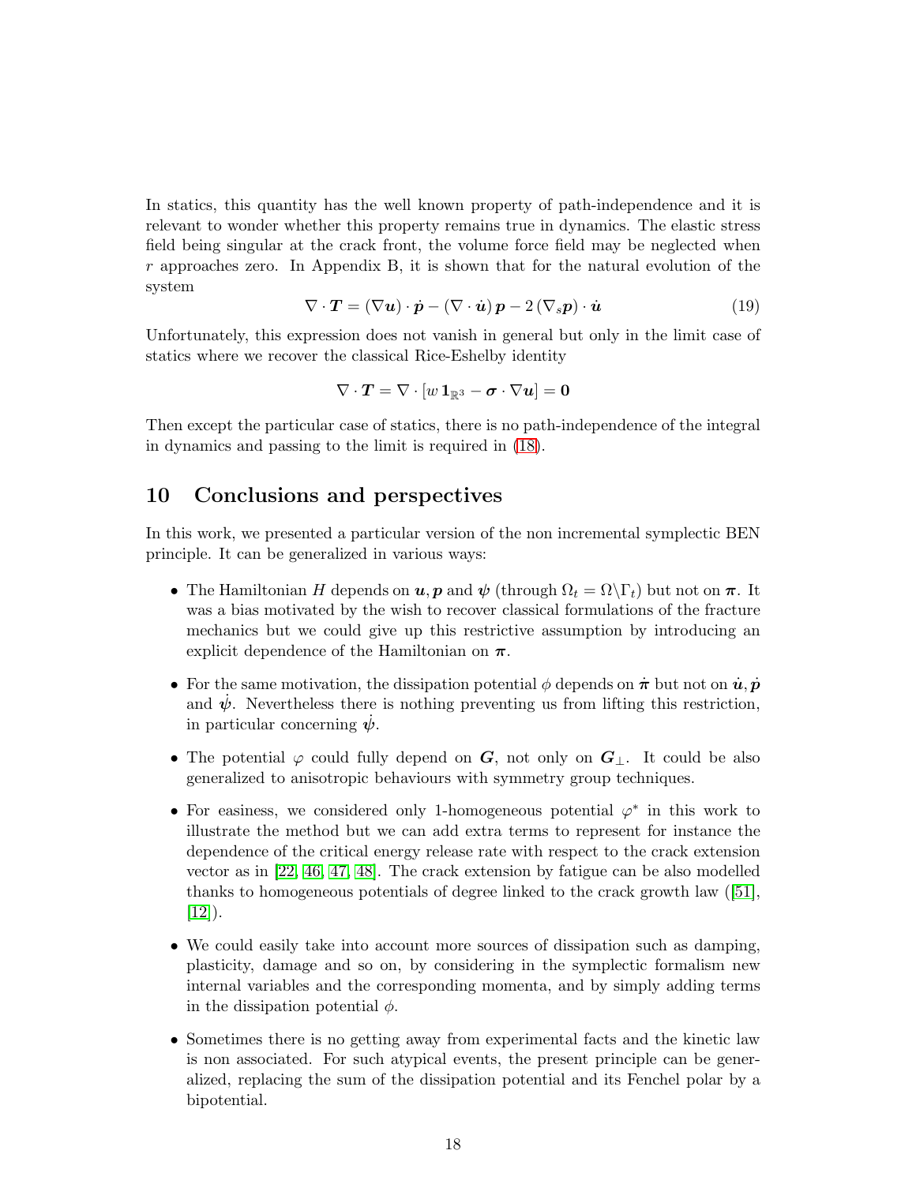In statics, this quantity has the well known property of path-independence and it is relevant to wonder whether this property remains true in dynamics. The elastic stress field being singular at the crack front, the volume force field may be neglected when $r$ approaches zero. In Appendix B, it is shown that for the natural evolution of the system

$$\nabla \cdot \boldsymbol{T} = (\nabla \boldsymbol{u}) \cdot \dot{\boldsymbol{p}} - (\nabla \cdot \dot{\boldsymbol{u}})\, \boldsymbol{p} - 2\,(\nabla_s \boldsymbol{p}) \cdot \dot{\boldsymbol{u}} \tag{19}$$

Unfortunately, this expression does not vanish in general but only in the limit case of statics where we recover the classical Rice-Eshelby identity

$$\nabla \cdot \boldsymbol{T} = \nabla \cdot [w\, \mathbf{1}_{\mathbb{R}^3} - \boldsymbol{\sigma} \cdot \nabla \boldsymbol{u}] = \mathbf{0}$$

Then except the particular case of statics, there is no path-independence of the integral in dynamics and passing to the limit is required in (18).

## 10 Conclusions and perspectives

In this work, we presented a particular version of the non incremental symplectic BEN principle. It can be generalized in various ways:

- The Hamiltonian $H$ depends on $\boldsymbol{u}, \boldsymbol{p}$ and $\boldsymbol{\psi}$ (through $\Omega_t = \Omega \backslash \Gamma_t$) but not on $\boldsymbol{\pi}$. It was a bias motivated by the wish to recover classical formulations of the fracture mechanics but we could give up this restrictive assumption by introducing an explicit dependence of the Hamiltonian on $\boldsymbol{\pi}$.
- For the same motivation, the dissipation potential $\phi$ depends on $\dot{\boldsymbol{\pi}}$ but not on $\dot{\boldsymbol{u}}, \dot{\boldsymbol{p}}$ and $\dot{\boldsymbol{\psi}}$. Nevertheless there is nothing preventing us from lifting this restriction, in particular concerning $\dot{\boldsymbol{\psi}}$.
- The potential $\varphi$ could fully depend on $\boldsymbol{G}$, not only on $\boldsymbol{G}_\perp$. It could be also generalized to anisotropic behaviours with symmetry group techniques.
- For easiness, we considered only 1-homogeneous potential $\varphi^*$ in this work to illustrate the method but we can add extra terms to represent for instance the dependence of the critical energy release rate with respect to the crack extension vector as in [22, 46, 47, 48]. The crack extension by fatigue can be also modelled thanks to homogeneous potentials of degree linked to the crack growth law ([51], [12]).
- We could easily take into account more sources of dissipation such as damping, plasticity, damage and so on, by considering in the symplectic formalism new internal variables and the corresponding momenta, and by simply adding terms in the dissipation potential $\phi$.
- Sometimes there is no getting away from experimental facts and the kinetic law is non associated. For such atypical events, the present principle can be generalized, replacing the sum of the dissipation potential and its Fenchel polar by a bipotential.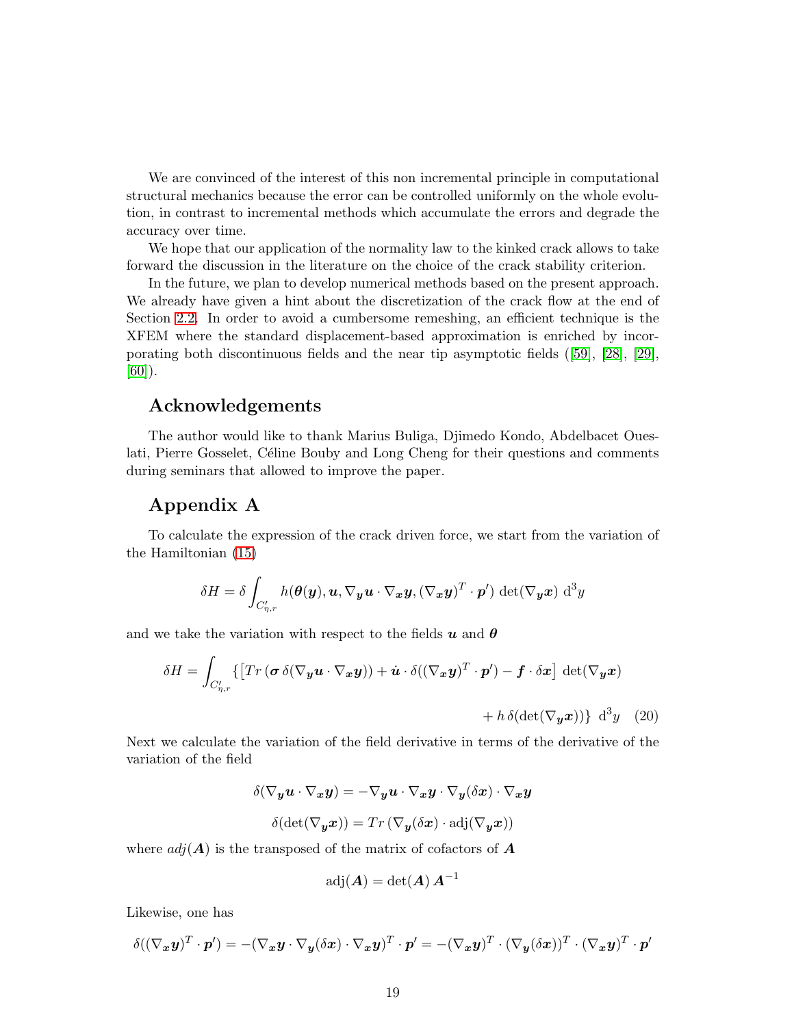We are convinced of the interest of this non incremental principle in computational structural mechanics because the error can be controlled uniformly on the whole evolution, in contrast to incremental methods which accumulate the errors and degrade the accuracy over time.

We hope that our application of the normality law to the kinked crack allows to take forward the discussion in the literature on the choice of the crack stability criterion.

In the future, we plan to develop numerical methods based on the present approach. We already have given a hint about the discretization of the crack flow at the end of Section 2.2. In order to avoid a cumbersome remeshing, an efficient technique is the XFEM where the standard displacement-based approximation is enriched by incorporating both discontinuous fields and the near tip asymptotic fields ([59], [28], [29], [60]).

## Acknowledgements

The author would like to thank Marius Buliga, Djimedo Kondo, Abdelbacet Oueslati, Pierre Gosselet, Céline Bouby and Long Cheng for their questions and comments during seminars that allowed to improve the paper.

## Appendix A

To calculate the expression of the crack driven force, we start from the variation of the Hamiltonian (15)

$$\delta H = \delta \int_{C'_{\eta,r}} h(\boldsymbol{\theta}(\boldsymbol{y}), \boldsymbol{u}, \nabla_{\boldsymbol{y}} \boldsymbol{u} \cdot \nabla_{\boldsymbol{x}} \boldsymbol{y}, (\nabla_{\boldsymbol{x}} \boldsymbol{y})^T \cdot \boldsymbol{p}') \det(\nabla_{\boldsymbol{y}} \boldsymbol{x}) \; \mathrm{d}^3 y$$

and we take the variation with respect to the fields $\boldsymbol{u}$ and $\boldsymbol{\theta}$

$$\delta H = \int_{C'_{\eta,r}} \{ \left[ Tr \left( \boldsymbol{\sigma} \, \delta(\nabla_{\boldsymbol{y}} \boldsymbol{u} \cdot \nabla_{\boldsymbol{x}} \boldsymbol{y}) \right) + \dot{\boldsymbol{u}} \cdot \delta((\nabla_{\boldsymbol{x}} \boldsymbol{y})^T \cdot \boldsymbol{p}') - \boldsymbol{f} \cdot \delta \boldsymbol{x} \right] \det(\nabla_{\boldsymbol{y}} \boldsymbol{x}) + h \, \delta(\det(\nabla_{\boldsymbol{y}} \boldsymbol{x})) \} \; \mathrm{d}^3 y \quad (20)$$

Next we calculate the variation of the field derivative in terms of the derivative of the variation of the field

$$\delta(\nabla_{\boldsymbol{y}} \boldsymbol{u} \cdot \nabla_{\boldsymbol{x}} \boldsymbol{y}) = -\nabla_{\boldsymbol{y}} \boldsymbol{u} \cdot \nabla_{\boldsymbol{x}} \boldsymbol{y} \cdot \nabla_{\boldsymbol{y}}(\delta \boldsymbol{x}) \cdot \nabla_{\boldsymbol{x}} \boldsymbol{y}$$

$$\delta(\det(\nabla_{\boldsymbol{y}} \boldsymbol{x})) = Tr \left( \nabla_{\boldsymbol{y}}(\delta \boldsymbol{x}) \cdot \mathrm{adj}(\nabla_{\boldsymbol{y}} \boldsymbol{x}) \right)$$

where $adj(\boldsymbol{A})$ is the transposed of the matrix of cofactors of $\boldsymbol{A}$

$$\mathrm{adj}(\boldsymbol{A}) = \det(\boldsymbol{A}) \, \boldsymbol{A}^{-1}$$

Likewise, one has

$$\delta((\nabla_{\boldsymbol{x}} \boldsymbol{y})^T \cdot \boldsymbol{p}') = -(\nabla_{\boldsymbol{x}} \boldsymbol{y} \cdot \nabla_{\boldsymbol{y}}(\delta \boldsymbol{x}) \cdot \nabla_{\boldsymbol{x}} \boldsymbol{y})^T \cdot \boldsymbol{p}' = -(\nabla_{\boldsymbol{x}} \boldsymbol{y})^T \cdot (\nabla_{\boldsymbol{y}}(\delta \boldsymbol{x}))^T \cdot (\nabla_{\boldsymbol{x}} \boldsymbol{y})^T \cdot \boldsymbol{p}'$$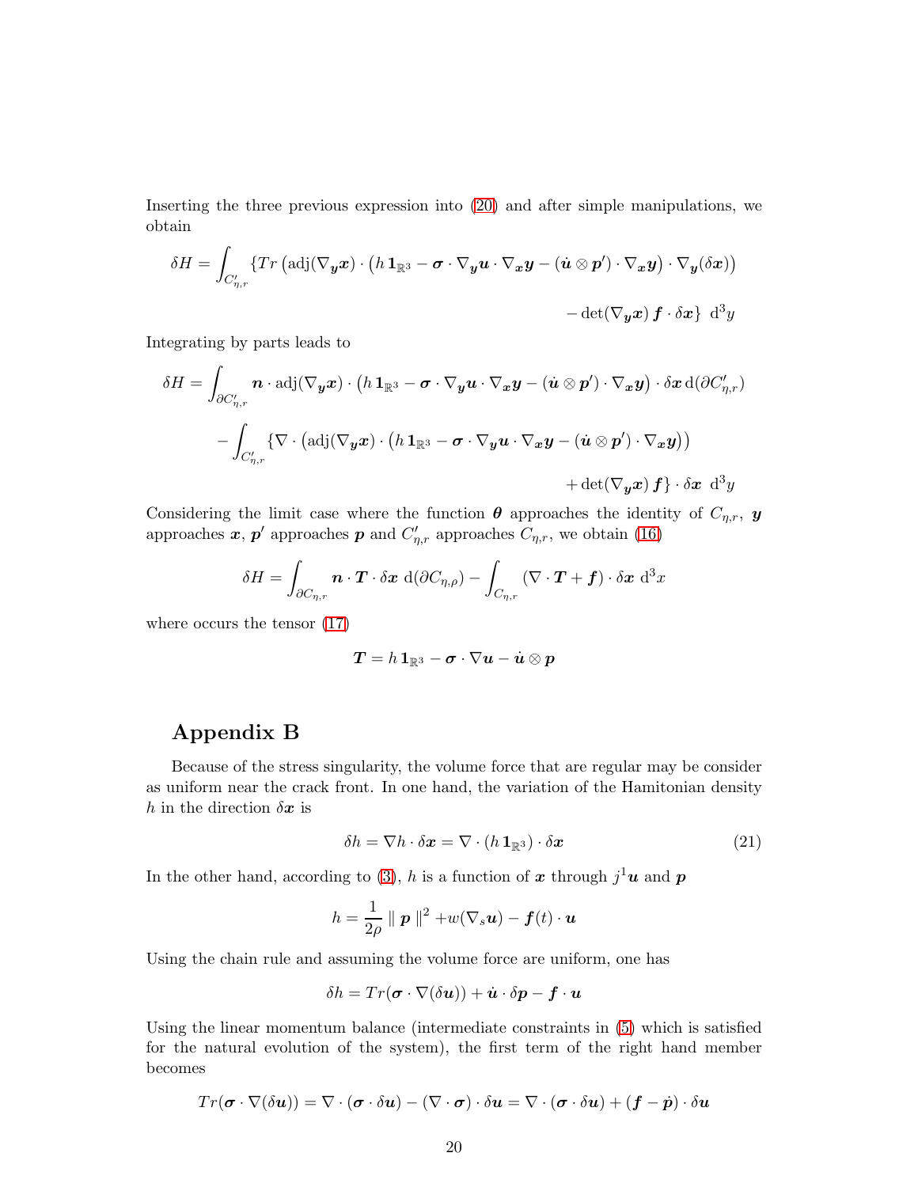Inserting the three previous expression into (20) and after simple manipulations, we obtain

$$\delta H = \int_{C'_{\eta,r}} \{Tr\left(\text{adj}(\nabla_{\boldsymbol{y}}\boldsymbol{x}) \cdot \left(h\,\mathbf{1}_{\mathbb{R}^3} - \boldsymbol{\sigma}\cdot\nabla_{\boldsymbol{y}}\boldsymbol{u}\cdot\nabla_{\boldsymbol{x}}\boldsymbol{y} - (\dot{\boldsymbol{u}}\otimes\boldsymbol{p}')\cdot\nabla_{\boldsymbol{x}}\boldsymbol{y}\right)\cdot\nabla_{\boldsymbol{y}}(\delta\boldsymbol{x})\right)$$

$$- \det(\nabla_{\boldsymbol{y}}\boldsymbol{x})\,\boldsymbol{f}\cdot\delta\boldsymbol{x}\}\ \mathrm{d}^3 y$$

Integrating by parts leads to

$$\delta H = \int_{\partial C'_{\eta,r}} \boldsymbol{n}\cdot\text{adj}(\nabla_{\boldsymbol{y}}\boldsymbol{x})\cdot\left(h\,\mathbf{1}_{\mathbb{R}^3} - \boldsymbol{\sigma}\cdot\nabla_{\boldsymbol{y}}\boldsymbol{u}\cdot\nabla_{\boldsymbol{x}}\boldsymbol{y} - (\dot{\boldsymbol{u}}\otimes\boldsymbol{p}')\cdot\nabla_{\boldsymbol{x}}\boldsymbol{y}\right)\cdot\delta\boldsymbol{x}\,\mathrm{d}(\partial C'_{\eta,r})$$

$$- \int_{C'_{\eta,r}} \{\nabla\cdot\left(\text{adj}(\nabla_{\boldsymbol{y}}\boldsymbol{x})\cdot\left(h\,\mathbf{1}_{\mathbb{R}^3} - \boldsymbol{\sigma}\cdot\nabla_{\boldsymbol{y}}\boldsymbol{u}\cdot\nabla_{\boldsymbol{x}}\boldsymbol{y} - (\dot{\boldsymbol{u}}\otimes\boldsymbol{p}')\cdot\nabla_{\boldsymbol{x}}\boldsymbol{y}\right)\right)$$

$$+ \det(\nabla_{\boldsymbol{y}}\boldsymbol{x})\,\boldsymbol{f}\}\cdot\delta\boldsymbol{x}\ \mathrm{d}^3 y$$

Considering the limit case where the function $\boldsymbol{\theta}$ approaches the identity of $C_{\eta,r}$, $\boldsymbol{y}$ approaches $\boldsymbol{x}$, $\boldsymbol{p}'$ approaches $\boldsymbol{p}$ and $C'_{\eta,r}$ approaches $C_{\eta,r}$, we obtain (16)

$$\delta H = \int_{\partial C_{\eta,r}} \boldsymbol{n}\cdot\boldsymbol{T}\cdot\delta\boldsymbol{x}\ \mathrm{d}(\partial C_{\eta,\rho}) - \int_{C_{\eta,r}} (\nabla\cdot\boldsymbol{T} + \boldsymbol{f})\cdot\delta\boldsymbol{x}\ \mathrm{d}^3 x$$

where occurs the tensor (17)

$$\boldsymbol{T} = h\,\mathbf{1}_{\mathbb{R}^3} - \boldsymbol{\sigma}\cdot\nabla\boldsymbol{u} - \dot{\boldsymbol{u}}\otimes\boldsymbol{p}$$

## Appendix B

Because of the stress singularity, the volume force that are regular may be consider as uniform near the crack front. In one hand, the variation of the Hamitonian density $h$ in the direction $\delta\boldsymbol{x}$ is

$$\delta h = \nabla h\cdot\delta\boldsymbol{x} = \nabla\cdot(h\,\mathbf{1}_{\mathbb{R}^3})\cdot\delta\boldsymbol{x} \tag{21}$$

In the other hand, according to (3), $h$ is a function of $\boldsymbol{x}$ through $j^1\boldsymbol{u}$ and $\boldsymbol{p}$

$$h = \frac{1}{2\rho}\parallel\boldsymbol{p}\parallel^2 + w(\nabla_s\boldsymbol{u}) - \boldsymbol{f}(t)\cdot\boldsymbol{u}$$

Using the chain rule and assuming the volume force are uniform, one has

$$\delta h = Tr(\boldsymbol{\sigma}\cdot\nabla(\delta\boldsymbol{u})) + \dot{\boldsymbol{u}}\cdot\delta\boldsymbol{p} - \boldsymbol{f}\cdot\boldsymbol{u}$$

Using the linear momentum balance (intermediate constraints in (5) which is satisfied for the natural evolution of the system), the first term of the right hand member becomes

$$Tr(\boldsymbol{\sigma}\cdot\nabla(\delta\boldsymbol{u})) = \nabla\cdot(\boldsymbol{\sigma}\cdot\delta\boldsymbol{u}) - (\nabla\cdot\boldsymbol{\sigma})\cdot\delta\boldsymbol{u} = \nabla\cdot(\boldsymbol{\sigma}\cdot\delta\boldsymbol{u}) + (\boldsymbol{f} - \dot{\boldsymbol{p}})\cdot\delta\boldsymbol{u}$$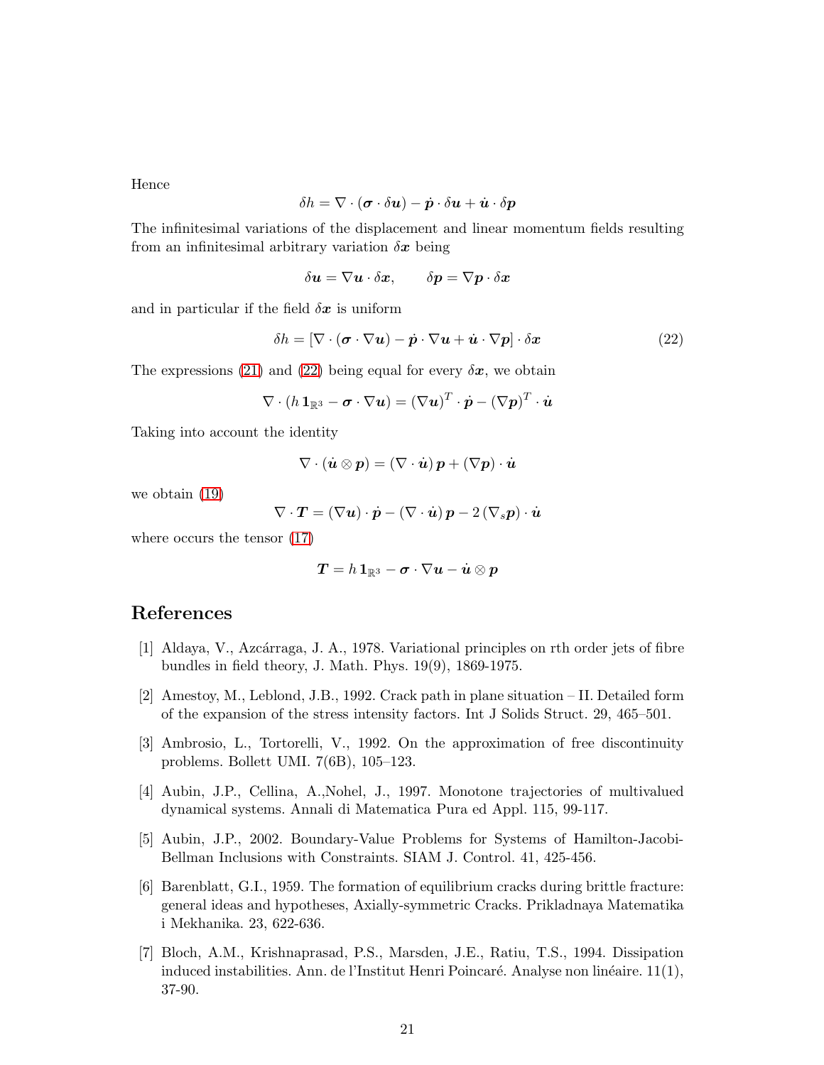Hence

$$\delta h = \nabla \cdot (\boldsymbol{\sigma} \cdot \delta \boldsymbol{u}) - \dot{\boldsymbol{p}} \cdot \delta \boldsymbol{u} + \dot{\boldsymbol{u}} \cdot \delta \boldsymbol{p}$$

The infinitesimal variations of the displacement and linear momentum fields resulting from an infinitesimal arbitrary variation $\delta \boldsymbol{x}$ being

$$\delta \boldsymbol{u} = \nabla \boldsymbol{u} \cdot \delta \boldsymbol{x}, \qquad \delta \boldsymbol{p} = \nabla \boldsymbol{p} \cdot \delta \boldsymbol{x}$$

and in particular if the field $\delta \boldsymbol{x}$ is uniform

$$\delta h = [\nabla \cdot (\boldsymbol{\sigma} \cdot \nabla \boldsymbol{u}) - \dot{\boldsymbol{p}} \cdot \nabla \boldsymbol{u} + \dot{\boldsymbol{u}} \cdot \nabla \boldsymbol{p}] \cdot \delta \boldsymbol{x} \tag{22}$$

The expressions (21) and (22) being equal for every $\delta \boldsymbol{x}$, we obtain

$$\nabla \cdot (h\, \mathbf{1}_{\mathbb{R}^3} - \boldsymbol{\sigma} \cdot \nabla \boldsymbol{u}) = (\nabla \boldsymbol{u})^T \cdot \dot{\boldsymbol{p}} - (\nabla \boldsymbol{p})^T \cdot \dot{\boldsymbol{u}}$$

Taking into account the identity

$$\nabla \cdot (\dot{\boldsymbol{u}} \otimes \boldsymbol{p}) = (\nabla \cdot \dot{\boldsymbol{u}})\, \boldsymbol{p} + (\nabla \boldsymbol{p}) \cdot \dot{\boldsymbol{u}}$$

we obtain (19)

$$\nabla \cdot \boldsymbol{T} = (\nabla \boldsymbol{u}) \cdot \dot{\boldsymbol{p}} - (\nabla \cdot \dot{\boldsymbol{u}})\, \boldsymbol{p} - 2\, (\nabla_s \boldsymbol{p}) \cdot \dot{\boldsymbol{u}}$$

where occurs the tensor (17)

$$\boldsymbol{T} = h\, \mathbf{1}_{\mathbb{R}^3} - \boldsymbol{\sigma} \cdot \nabla \boldsymbol{u} - \dot{\boldsymbol{u}} \otimes \boldsymbol{p}$$

# References

[1] Aldaya, V., Azcárraga, J. A., 1978. Variational principles on rth order jets of fibre bundles in field theory, J. Math. Phys. 19(9), 1869-1975.

[2] Amestoy, M., Leblond, J.B., 1992. Crack path in plane situation – II. Detailed form of the expansion of the stress intensity factors. Int J Solids Struct. 29, 465–501.

[3] Ambrosio, L., Tortorelli, V., 1992. On the approximation of free discontinuity problems. Bollett UMI. 7(6B), 105–123.

[4] Aubin, J.P., Cellina, A.,Nohel, J., 1997. Monotone trajectories of multivalued dynamical systems. Annali di Matematica Pura ed Appl. 115, 99-117.

[5] Aubin, J.P., 2002. Boundary-Value Problems for Systems of Hamilton-Jacobi-Bellman Inclusions with Constraints. SIAM J. Control. 41, 425-456.

[6] Barenblatt, G.I., 1959. The formation of equilibrium cracks during brittle fracture: general ideas and hypotheses, Axially-symmetric Cracks. Prikladnaya Matematika i Mekhanika. 23, 622-636.

[7] Bloch, A.M., Krishnaprasad, P.S., Marsden, J.E., Ratiu, T.S., 1994. Dissipation induced instabilities. Ann. de l'Institut Henri Poincaré. Analyse non linéaire. 11(1), 37-90.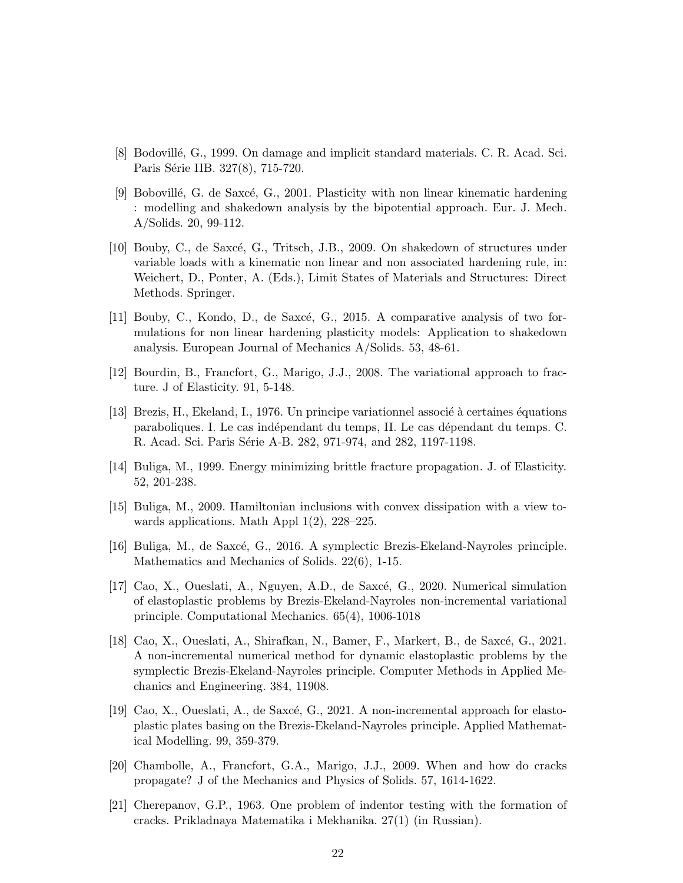[8] Bodovillé, G., 1999. On damage and implicit standard materials. C. R. Acad. Sci. Paris Série IIB. 327(8), 715-720.

[9] Bobovillé, G. de Saxcé, G., 2001. Plasticity with non linear kinematic hardening : modelling and shakedown analysis by the bipotential approach. Eur. J. Mech. A/Solids. 20, 99-112.

[10] Bouby, C., de Saxcé, G., Tritsch, J.B., 2009. On shakedown of structures under variable loads with a kinematic non linear and non associated hardening rule, in: Weichert, D., Ponter, A. (Eds.), Limit States of Materials and Structures: Direct Methods. Springer.

[11] Bouby, C., Kondo, D., de Saxcé, G., 2015. A comparative analysis of two formulations for non linear hardening plasticity models: Application to shakedown analysis. European Journal of Mechanics A/Solids. 53, 48-61.

[12] Bourdin, B., Francfort, G., Marigo, J.J., 2008. The variational approach to fracture. J of Elasticity. 91, 5-148.

[13] Brezis, H., Ekeland, I., 1976. Un principe variationnel associé à certaines équations paraboliques. I. Le cas indépendant du temps, II. Le cas dépendant du temps. C. R. Acad. Sci. Paris Série A-B. 282, 971-974, and 282, 1197-1198.

[14] Buliga, M., 1999. Energy minimizing brittle fracture propagation. J. of Elasticity. 52, 201-238.

[15] Buliga, M., 2009. Hamiltonian inclusions with convex dissipation with a view towards applications. Math Appl 1(2), 228–225.

[16] Buliga, M., de Saxcé, G., 2016. A symplectic Brezis-Ekeland-Nayroles principle. Mathematics and Mechanics of Solids. 22(6), 1-15.

[17] Cao, X., Oueslati, A., Nguyen, A.D., de Saxcé, G., 2020. Numerical simulation of elastoplastic problems by Brezis-Ekeland-Nayroles non-incremental variational principle. Computational Mechanics. 65(4), 1006-1018

[18] Cao, X., Oueslati, A., Shirafkan, N., Bamer, F., Markert, B., de Saxcé, G., 2021. A non-incremental numerical method for dynamic elastoplastic problems by the symplectic Brezis-Ekeland-Nayroles principle. Computer Methods in Applied Mechanics and Engineering. 384, 11908.

[19] Cao, X., Oueslati, A., de Saxcé, G., 2021. A non-incremental approach for elastoplastic plates basing on the Brezis-Ekeland-Nayroles principle. Applied Mathematical Modelling. 99, 359-379.

[20] Chambolle, A., Francfort, G.A., Marigo, J.J., 2009. When and how do cracks propagate? J of the Mechanics and Physics of Solids. 57, 1614-1622.

[21] Cherepanov, G.P., 1963. One problem of indentor testing with the formation of cracks. Prikladnaya Matematika i Mekhanika. 27(1) (in Russian).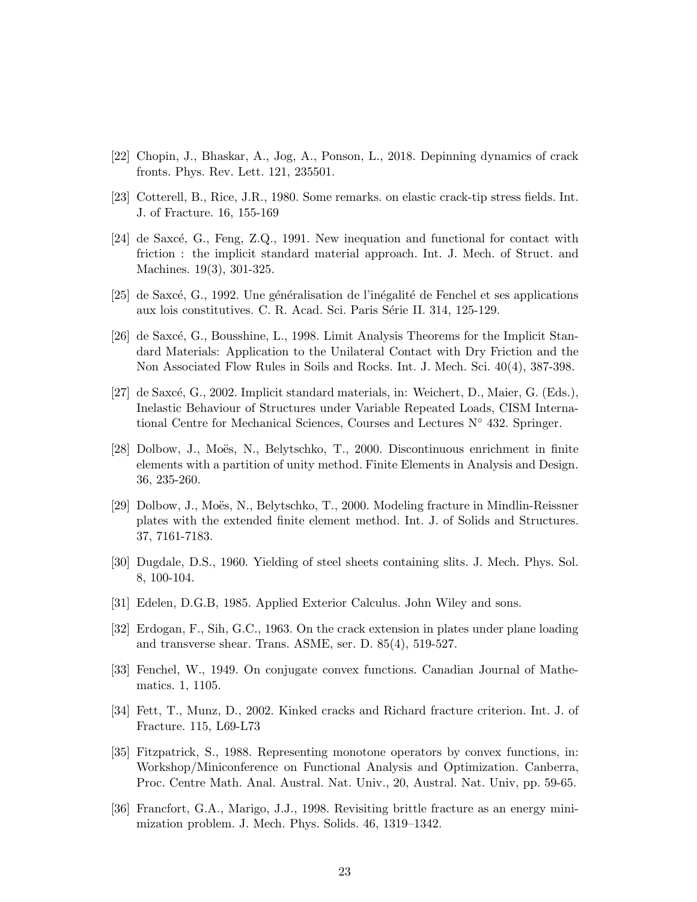[22] Chopin, J., Bhaskar, A., Jog, A., Ponson, L., 2018. Depinning dynamics of crack fronts. Phys. Rev. Lett. 121, 235501.

[23] Cotterell, B., Rice, J.R., 1980. Some remarks. on elastic crack-tip stress fields. Int. J. of Fracture. 16, 155-169

[24] de Saxcé, G., Feng, Z.Q., 1991. New inequation and functional for contact with friction : the implicit standard material approach. Int. J. Mech. of Struct. and Machines. 19(3), 301-325.

[25] de Saxcé, G., 1992. Une généralisation de l'inégalité de Fenchel et ses applications aux lois constitutives. C. R. Acad. Sci. Paris Série II. 314, 125-129.

[26] de Saxcé, G., Bousshine, L., 1998. Limit Analysis Theorems for the Implicit Standard Materials: Application to the Unilateral Contact with Dry Friction and the Non Associated Flow Rules in Soils and Rocks. Int. J. Mech. Sci. 40(4), 387-398.

[27] de Saxcé, G., 2002. Implicit standard materials, in: Weichert, D., Maier, G. (Eds.), Inelastic Behaviour of Structures under Variable Repeated Loads, CISM International Centre for Mechanical Sciences, Courses and Lectures N° 432. Springer.

[28] Dolbow, J., Moës, N., Belytschko, T., 2000. Discontinuous enrichment in finite elements with a partition of unity method. Finite Elements in Analysis and Design. 36, 235-260.

[29] Dolbow, J., Moës, N., Belytschko, T., 2000. Modeling fracture in Mindlin-Reissner plates with the extended finite element method. Int. J. of Solids and Structures. 37, 7161-7183.

[30] Dugdale, D.S., 1960. Yielding of steel sheets containing slits. J. Mech. Phys. Sol. 8, 100-104.

[31] Edelen, D.G.B, 1985. Applied Exterior Calculus. John Wiley and sons.

[32] Erdogan, F., Sih, G.C., 1963. On the crack extension in plates under plane loading and transverse shear. Trans. ASME, ser. D. 85(4), 519-527.

[33] Fenchel, W., 1949. On conjugate convex functions. Canadian Journal of Mathematics. 1, 1105.

[34] Fett, T., Munz, D., 2002. Kinked cracks and Richard fracture criterion. Int. J. of Fracture. 115, L69-L73

[35] Fitzpatrick, S., 1988. Representing monotone operators by convex functions, in: Workshop/Miniconference on Functional Analysis and Optimization. Canberra, Proc. Centre Math. Anal. Austral. Nat. Univ., 20, Austral. Nat. Univ, pp. 59-65.

[36] Francfort, G.A., Marigo, J.J., 1998. Revisiting brittle fracture as an energy minimization problem. J. Mech. Phys. Solids. 46, 1319–1342.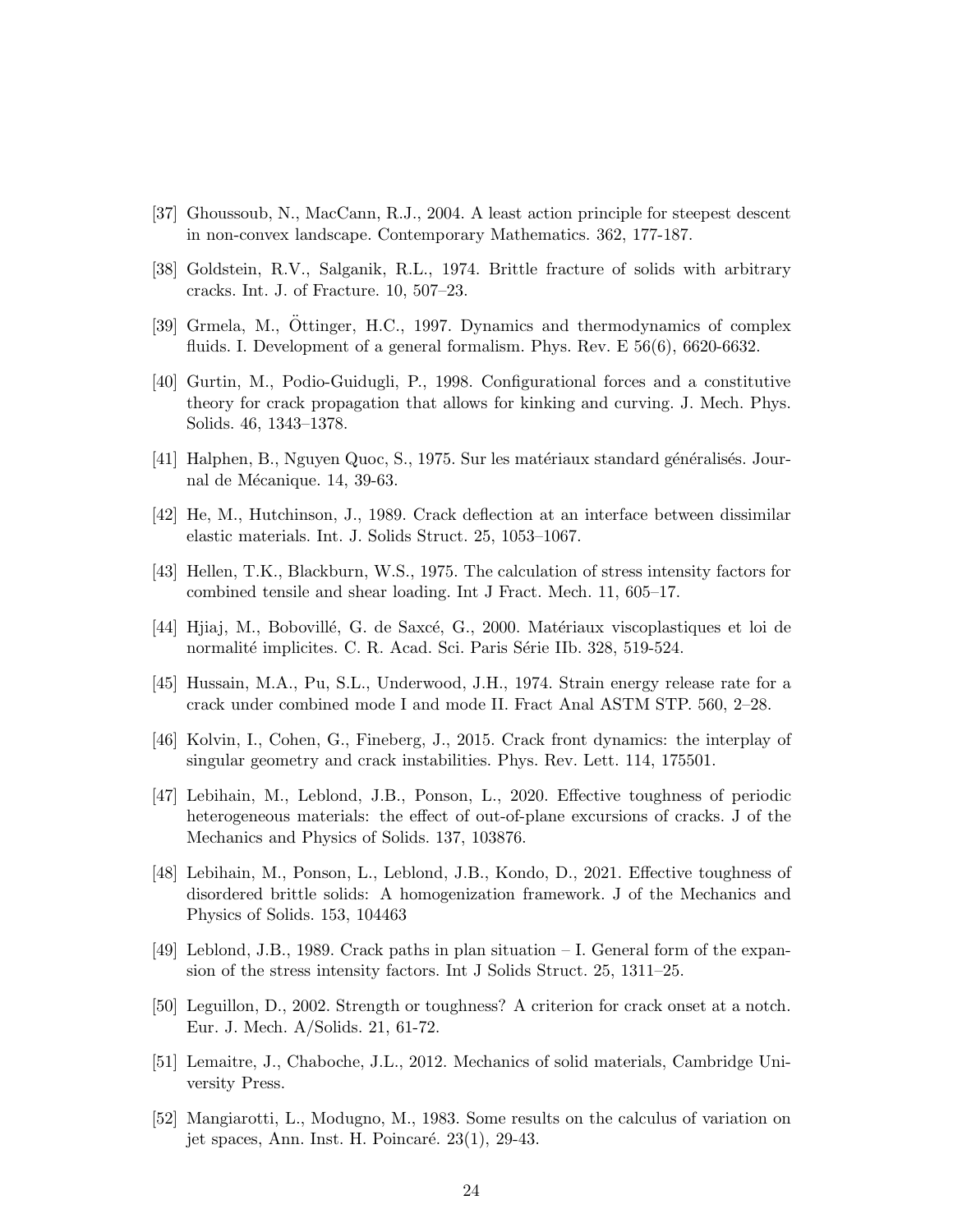[37] Ghoussoub, N., MacCann, R.J., 2004. A least action principle for steepest descent in non-convex landscape. Contemporary Mathematics. 362, 177-187.

[38] Goldstein, R.V., Salganik, R.L., 1974. Brittle fracture of solids with arbitrary cracks. Int. J. of Fracture. 10, 507–23.

[39] Grmela, M., Öttinger, H.C., 1997. Dynamics and thermodynamics of complex fluids. I. Development of a general formalism. Phys. Rev. E 56(6), 6620-6632.

[40] Gurtin, M., Podio-Guidugli, P., 1998. Configurational forces and a constitutive theory for crack propagation that allows for kinking and curving. J. Mech. Phys. Solids. 46, 1343–1378.

[41] Halphen, B., Nguyen Quoc, S., 1975. Sur les matériaux standard généralisés. Journal de Mécanique. 14, 39-63.

[42] He, M., Hutchinson, J., 1989. Crack deflection at an interface between dissimilar elastic materials. Int. J. Solids Struct. 25, 1053–1067.

[43] Hellen, T.K., Blackburn, W.S., 1975. The calculation of stress intensity factors for combined tensile and shear loading. Int J Fract. Mech. 11, 605–17.

[44] Hjiaj, M., Bobovillé, G. de Saxcé, G., 2000. Matériaux viscoplastiques et loi de normalité implicites. C. R. Acad. Sci. Paris Série IIb. 328, 519-524.

[45] Hussain, M.A., Pu, S.L., Underwood, J.H., 1974. Strain energy release rate for a crack under combined mode I and mode II. Fract Anal ASTM STP. 560, 2–28.

[46] Kolvin, I., Cohen, G., Fineberg, J., 2015. Crack front dynamics: the interplay of singular geometry and crack instabilities. Phys. Rev. Lett. 114, 175501.

[47] Lebihain, M., Leblond, J.B., Ponson, L., 2020. Effective toughness of periodic heterogeneous materials: the effect of out-of-plane excursions of cracks. J of the Mechanics and Physics of Solids. 137, 103876.

[48] Lebihain, M., Ponson, L., Leblond, J.B., Kondo, D., 2021. Effective toughness of disordered brittle solids: A homogenization framework. J of the Mechanics and Physics of Solids. 153, 104463

[49] Leblond, J.B., 1989. Crack paths in plan situation – I. General form of the expansion of the stress intensity factors. Int J Solids Struct. 25, 1311–25.

[50] Leguillon, D., 2002. Strength or toughness? A criterion for crack onset at a notch. Eur. J. Mech. A/Solids. 21, 61-72.

[51] Lemaitre, J., Chaboche, J.L., 2012. Mechanics of solid materials, Cambridge University Press.

[52] Mangiarotti, L., Modugno, M., 1983. Some results on the calculus of variation on jet spaces, Ann. Inst. H. Poincaré. 23(1), 29-43.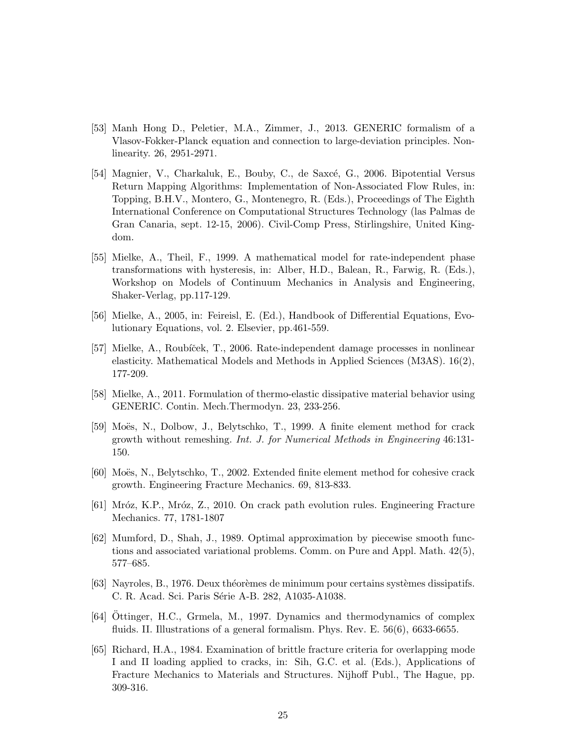[53] Manh Hong D., Peletier, M.A., Zimmer, J., 2013. GENERIC formalism of a Vlasov-Fokker-Planck equation and connection to large-deviation principles. Nonlinearity. 26, 2951-2971.

[54] Magnier, V., Charkaluk, E., Bouby, C., de Saxcé, G., 2006. Bipotential Versus Return Mapping Algorithms: Implementation of Non-Associated Flow Rules, in: Topping, B.H.V., Montero, G., Montenegro, R. (Eds.), Proceedings of The Eighth International Conference on Computational Structures Technology (las Palmas de Gran Canaria, sept. 12-15, 2006). Civil-Comp Press, Stirlingshire, United Kingdom.

[55] Mielke, A., Theil, F., 1999. A mathematical model for rate-independent phase transformations with hysteresis, in: Alber, H.D., Balean, R., Farwig, R. (Eds.), Workshop on Models of Continuum Mechanics in Analysis and Engineering, Shaker-Verlag, pp.117-129.

[56] Mielke, A., 2005, in: Feireisl, E. (Ed.), Handbook of Differential Equations, Evolutionary Equations, vol. 2. Elsevier, pp.461-559.

[57] Mielke, A., Roubíček, T., 2006. Rate-independent damage processes in nonlinear elasticity. Mathematical Models and Methods in Applied Sciences (M3AS). 16(2), 177-209.

[58] Mielke, A., 2011. Formulation of thermo-elastic dissipative material behavior using GENERIC. Contin. Mech.Thermodyn. 23, 233-256.

[59] Moës, N., Dolbow, J., Belytschko, T., 1999. A finite element method for crack growth without remeshing. *Int. J. for Numerical Methods in Engineering* 46:131-150.

[60] Moës, N., Belytschko, T., 2002. Extended finite element method for cohesive crack growth. Engineering Fracture Mechanics. 69, 813-833.

[61] Mróz, K.P., Mróz, Z., 2010. On crack path evolution rules. Engineering Fracture Mechanics. 77, 1781-1807

[62] Mumford, D., Shah, J., 1989. Optimal approximation by piecewise smooth functions and associated variational problems. Comm. on Pure and Appl. Math. 42(5), 577–685.

[63] Nayroles, B., 1976. Deux théorèmes de minimum pour certains systèmes dissipatifs. C. R. Acad. Sci. Paris Série A-B. 282, A1035-A1038.

[64] Öttinger, H.C., Grmela, M., 1997. Dynamics and thermodynamics of complex fluids. II. Illustrations of a general formalism. Phys. Rev. E. 56(6), 6633-6655.

[65] Richard, H.A., 1984. Examination of brittle fracture criteria for overlapping mode I and II loading applied to cracks, in: Sih, G.C. et al. (Eds.), Applications of Fracture Mechanics to Materials and Structures. Nijhoff Publ., The Hague, pp. 309-316.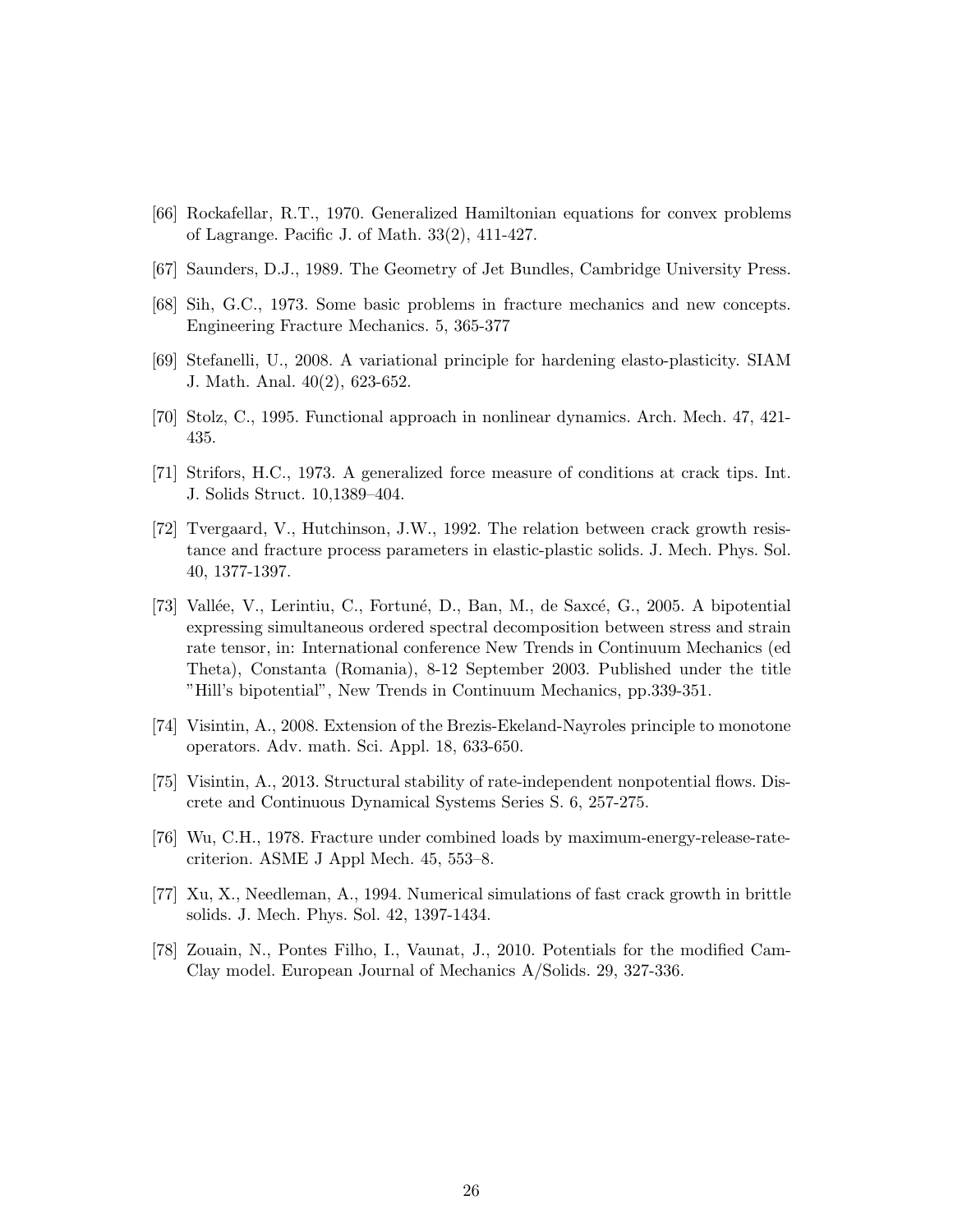[66] Rockafellar, R.T., 1970. Generalized Hamiltonian equations for convex problems of Lagrange. Pacific J. of Math. 33(2), 411-427.

[67] Saunders, D.J., 1989. The Geometry of Jet Bundles, Cambridge University Press.

[68] Sih, G.C., 1973. Some basic problems in fracture mechanics and new concepts. Engineering Fracture Mechanics. 5, 365-377

[69] Stefanelli, U., 2008. A variational principle for hardening elasto-plasticity. SIAM J. Math. Anal. 40(2), 623-652.

[70] Stolz, C., 1995. Functional approach in nonlinear dynamics. Arch. Mech. 47, 421-435.

[71] Strifors, H.C., 1973. A generalized force measure of conditions at crack tips. Int. J. Solids Struct. 10,1389–404.

[72] Tvergaard, V., Hutchinson, J.W., 1992. The relation between crack growth resistance and fracture process parameters in elastic-plastic solids. J. Mech. Phys. Sol. 40, 1377-1397.

[73] Vallée, V., Lerintiu, C., Fortuné, D., Ban, M., de Saxcé, G., 2005. A bipotential expressing simultaneous ordered spectral decomposition between stress and strain rate tensor, in: International conference New Trends in Continuum Mechanics (ed Theta), Constanta (Romania), 8-12 September 2003. Published under the title "Hill's bipotential", New Trends in Continuum Mechanics, pp.339-351.

[74] Visintin, A., 2008. Extension of the Brezis-Ekeland-Nayroles principle to monotone operators. Adv. math. Sci. Appl. 18, 633-650.

[75] Visintin, A., 2013. Structural stability of rate-independent nonpotential flows. Discrete and Continuous Dynamical Systems Series S. 6, 257-275.

[76] Wu, C.H., 1978. Fracture under combined loads by maximum-energy-release-rate-criterion. ASME J Appl Mech. 45, 553–8.

[77] Xu, X., Needleman, A., 1994. Numerical simulations of fast crack growth in brittle solids. J. Mech. Phys. Sol. 42, 1397-1434.

[78] Zouain, N., Pontes Filho, I., Vaunat, J., 2010. Potentials for the modified Cam-Clay model. European Journal of Mechanics A/Solids. 29, 327-336.